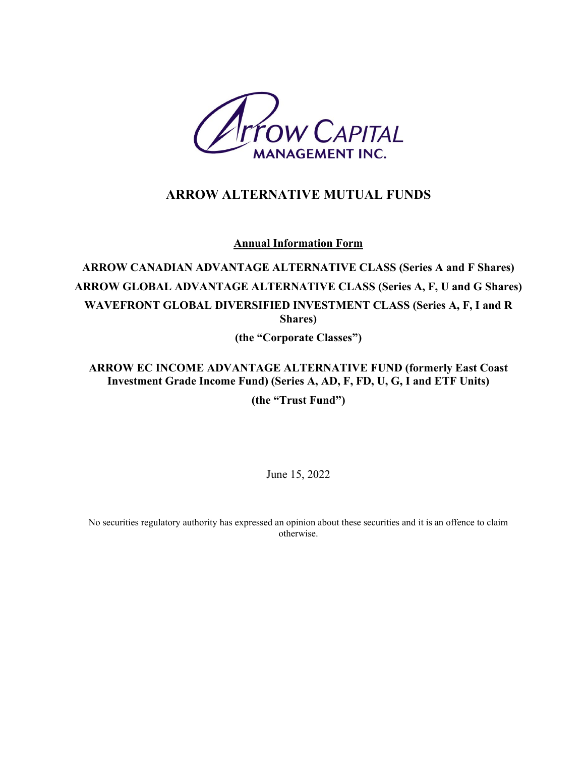# ARROW ALTERNATIVE MUTUAL FUNDS

**Annual Information Form**

**ARROW CANADIAN ADVANTAGE ALTERNATIVE CLASS (Series A and F Shares)**

**ARROW GLOBAL ADVANTAGE ALTERNATIVE CLASS (Series A, F, U and G Shares)**

**WAVEFRONT GLOBAL DIVERSIFIED INVESTMENT CLASS (Series A, F, I and R Shares)**

**(the "Corporate Classes")**

**ARROW EC INCOME ADVANTAGE ALTERNATIVE FUND (formerly East Coast Investment Grade Income Fund) (Series A, AD, F, FD, U, G, I and ETF Units)**

**(the "Trust Fund")**

June 15, 2022

No securities regulatory authority has expressed an opinion about these securities and it is an offence to claim otherwise.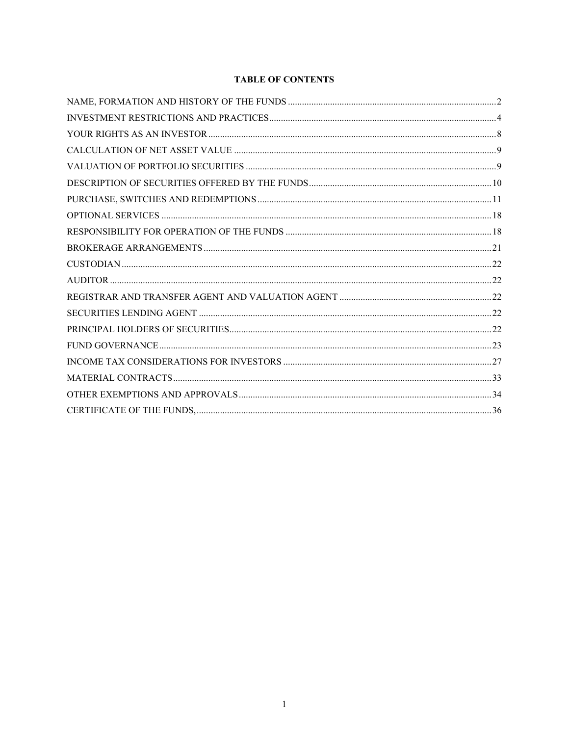# TABLE OF CONTENTS

| | |
|---|---|
| NAME, FORMATION AND HISTORY OF THE FUNDS | 2 |
| INVESTMENT RESTRICTIONS AND PRACTICES | 4 |
| YOUR RIGHTS AS AN INVESTOR | 8 |
| CALCULATION OF NET ASSET VALUE | 9 |
| VALUATION OF PORTFOLIO SECURITIES | 9 |
| DESCRIPTION OF SECURITIES OFFERED BY THE FUNDS | 10 |
| PURCHASE, SWITCHES AND REDEMPTIONS | 11 |
| OPTIONAL SERVICES | 18 |
| RESPONSIBILITY FOR OPERATION OF THE FUNDS | 18 |
| BROKERAGE ARRANGEMENTS | 21 |
| CUSTODIAN | 22 |
| AUDITOR | 22 |
| REGISTRAR AND TRANSFER AGENT AND VALUATION AGENT | 22 |
| SECURITIES LENDING AGENT | 22 |
| PRINCIPAL HOLDERS OF SECURITIES | 22 |
| FUND GOVERNANCE | 23 |
| INCOME TAX CONSIDERATIONS FOR INVESTORS | 27 |
| MATERIAL CONTRACTS | 33 |
| OTHER EXEMPTIONS AND APPROVALS | 34 |
| CERTIFICATE OF THE FUNDS, | 36 |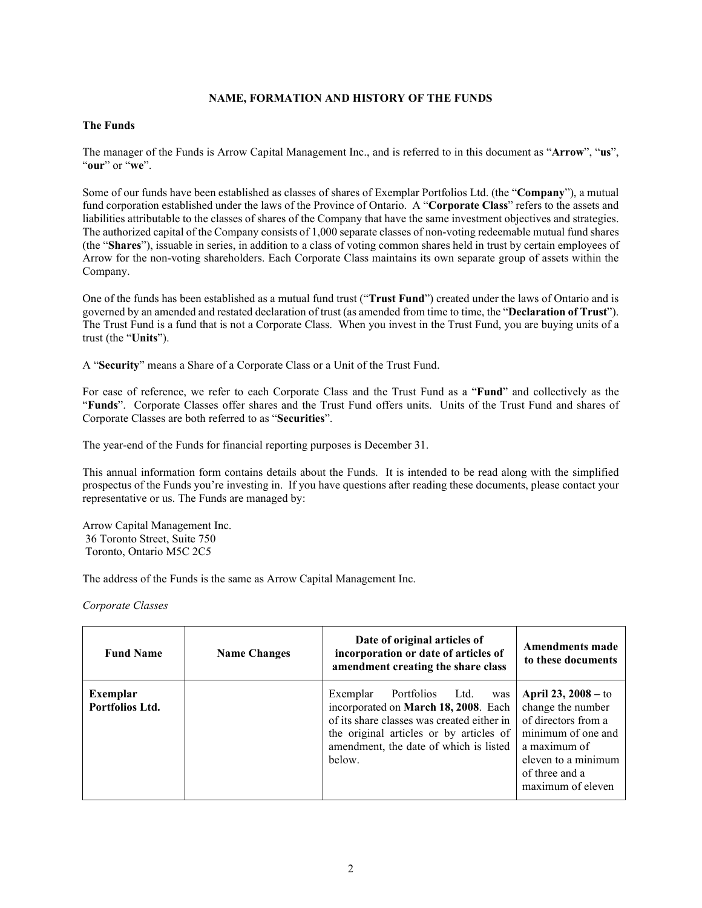## NAME, FORMATION AND HISTORY OF THE FUNDS

### The Funds

The manager of the Funds is Arrow Capital Management Inc., and is referred to in this document as "**Arrow**", "**us**", "**our**" or "**we**".

Some of our funds have been established as classes of shares of Exemplar Portfolios Ltd. (the "**Company**"), a mutual fund corporation established under the laws of the Province of Ontario. A "**Corporate Class**" refers to the assets and liabilities attributable to the classes of shares of the Company that have the same investment objectives and strategies. The authorized capital of the Company consists of 1,000 separate classes of non-voting redeemable mutual fund shares (the "**Shares**"), issuable in series, in addition to a class of voting common shares held in trust by certain employees of Arrow for the non-voting shareholders. Each Corporate Class maintains its own separate group of assets within the Company.

One of the funds has been established as a mutual fund trust ("**Trust Fund**") created under the laws of Ontario and is governed by an amended and restated declaration of trust (as amended from time to time, the "**Declaration of Trust**"). The Trust Fund is a fund that is not a Corporate Class. When you invest in the Trust Fund, you are buying units of a trust (the "**Units**").

A "**Security**" means a Share of a Corporate Class or a Unit of the Trust Fund.

For ease of reference, we refer to each Corporate Class and the Trust Fund as a "**Fund**" and collectively as the "**Funds**". Corporate Classes offer shares and the Trust Fund offers units. Units of the Trust Fund and shares of Corporate Classes are both referred to as "**Securities**".

The year-end of the Funds for financial reporting purposes is December 31.

This annual information form contains details about the Funds. It is intended to be read along with the simplified prospectus of the Funds you're investing in. If you have questions after reading these documents, please contact your representative or us. The Funds are managed by:

Arrow Capital Management Inc.
36 Toronto Street, Suite 750
Toronto, Ontario M5C 2C5

The address of the Funds is the same as Arrow Capital Management Inc.

*Corporate Classes*

| Fund Name | Name Changes | Date of original articles of incorporation or date of articles of amendment creating the share class | Amendments made to these documents |
|---|---|---|---|
| **Exemplar Portfolios Ltd.** | | Exemplar Portfolios Ltd. was incorporated on **March 18, 2008**. Each of its share classes was created either in the original articles or by articles of amendment, the date of which is listed below. | **April 23, 2008** – to change the number of directors from a minimum of one and a maximum of eleven to a minimum of three and a maximum of eleven |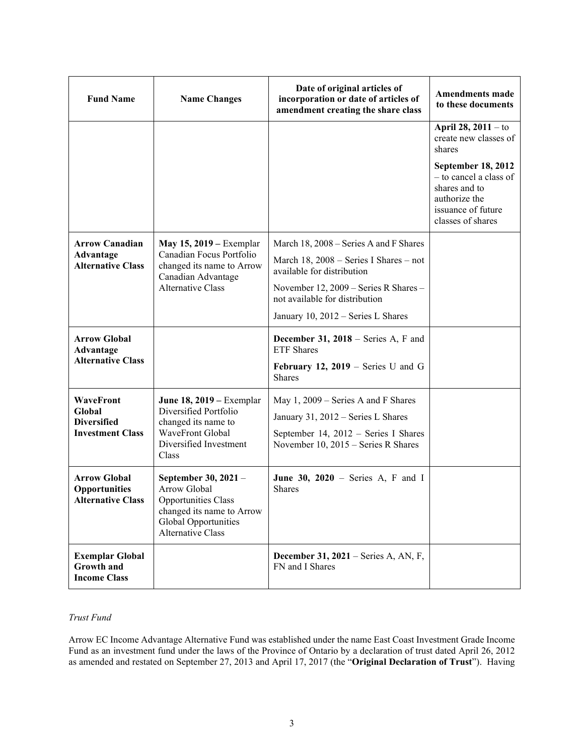| Fund Name | Name Changes | Date of original articles of incorporation or date of articles of amendment creating the share class | Amendments made to these documents |
|---|---|---|---|
| | | | **April 28, 2011** – to create new classes of shares<br>**September 18, 2012** – to cancel a class of shares and to authorize the issuance of future classes of shares |
| **Arrow Canadian Advantage Alternative Class** | **May 15, 2019 –** Exemplar Canadian Focus Portfolio changed its name to Arrow Canadian Advantage Alternative Class | March 18, 2008 – Series A and F Shares<br>March 18, 2008 – Series I Shares – not available for distribution<br>November 12, 2009 – Series R Shares – not available for distribution<br>January 10, 2012 – Series L Shares | |
| **Arrow Global Advantage Alternative Class** | | **December 31, 2018** – Series A, F and ETF Shares<br>**February 12, 2019** – Series U and G Shares | |
| **WaveFront Global Diversified Investment Class** | **June 18, 2019 –** Exemplar Diversified Portfolio changed its name to WaveFront Global Diversified Investment Class | May 1, 2009 – Series A and F Shares<br>January 31, 2012 – Series L Shares<br>September 14, 2012 – Series I Shares<br>November 10, 2015 – Series R Shares | |
| **Arrow Global Opportunities Alternative Class** | **September 30, 2021** – Arrow Global Opportunities Class changed its name to Arrow Global Opportunities Alternative Class | **June 30, 2020** – Series A, F and I Shares | |
| **Exemplar Global Growth and Income Class** | | **December 31, 2021** – Series A, AN, F, FN and I Shares | |

*Trust Fund*

Arrow EC Income Advantage Alternative Fund was established under the name East Coast Investment Grade Income Fund as an investment fund under the laws of the Province of Ontario by a declaration of trust dated April 26, 2012 as amended and restated on September 27, 2013 and April 17, 2017 (the "**Original Declaration of Trust**"). Having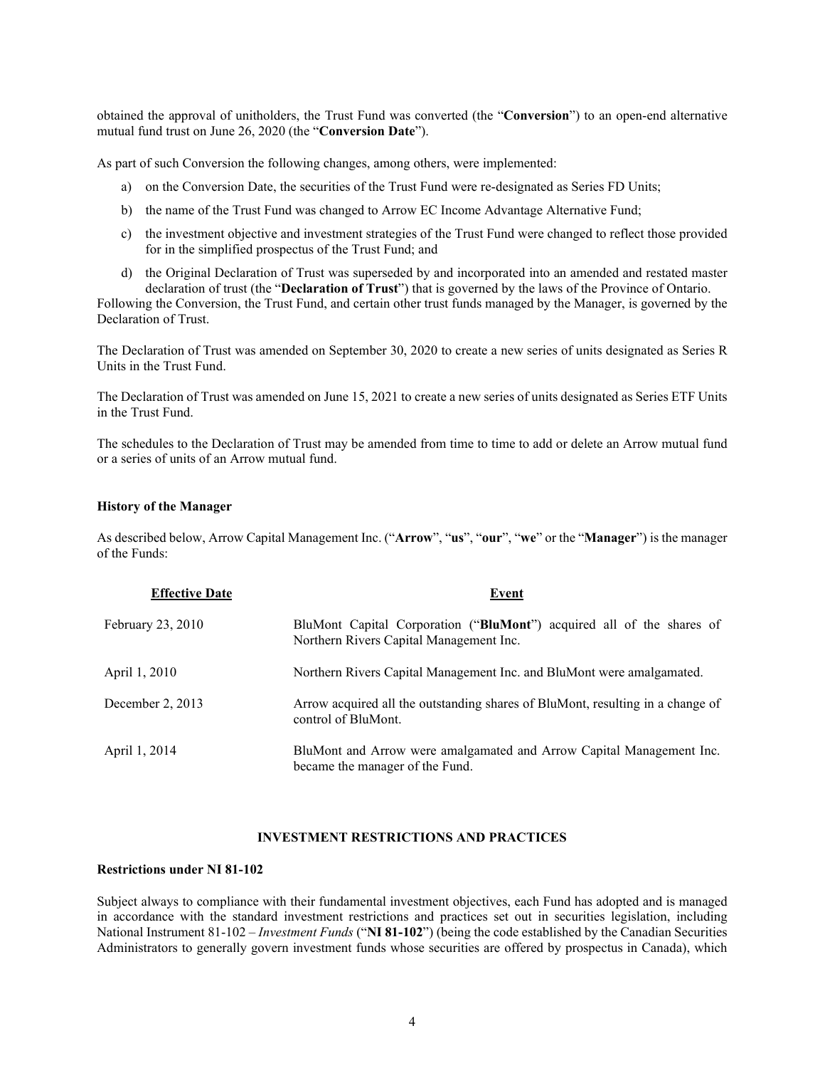obtained the approval of unitholders, the Trust Fund was converted (the "**Conversion**") to an open-end alternative mutual fund trust on June 26, 2020 (the "**Conversion Date**").

As part of such Conversion the following changes, among others, were implemented:

a) on the Conversion Date, the securities of the Trust Fund were re-designated as Series FD Units;

b) the name of the Trust Fund was changed to Arrow EC Income Advantage Alternative Fund;

c) the investment objective and investment strategies of the Trust Fund were changed to reflect those provided for in the simplified prospectus of the Trust Fund; and

d) the Original Declaration of Trust was superseded by and incorporated into an amended and restated master declaration of trust (the "**Declaration of Trust**") that is governed by the laws of the Province of Ontario.

Following the Conversion, the Trust Fund, and certain other trust funds managed by the Manager, is governed by the Declaration of Trust.

The Declaration of Trust was amended on September 30, 2020 to create a new series of units designated as Series R Units in the Trust Fund.

The Declaration of Trust was amended on June 15, 2021 to create a new series of units designated as Series ETF Units in the Trust Fund.

The schedules to the Declaration of Trust may be amended from time to time to add or delete an Arrow mutual fund or a series of units of an Arrow mutual fund.

### History of the Manager

As described below, Arrow Capital Management Inc. ("**Arrow**", "**us**", "**our**", "**we**" or the "**Manager**") is the manager of the Funds:

| Effective Date | Event |
| --- | --- |
| February 23, 2010 | BluMont Capital Corporation ("**BluMont**") acquired all of the shares of Northern Rivers Capital Management Inc. |
| April 1, 2010 | Northern Rivers Capital Management Inc. and BluMont were amalgamated. |
| December 2, 2013 | Arrow acquired all the outstanding shares of BluMont, resulting in a change of control of BluMont. |
| April 1, 2014 | BluMont and Arrow were amalgamated and Arrow Capital Management Inc. became the manager of the Fund. |

## INVESTMENT RESTRICTIONS AND PRACTICES

### Restrictions under NI 81-102

Subject always to compliance with their fundamental investment objectives, each Fund has adopted and is managed in accordance with the standard investment restrictions and practices set out in securities legislation, including National Instrument 81-102 – *Investment Funds* ("**NI 81-102**") (being the code established by the Canadian Securities Administrators to generally govern investment funds whose securities are offered by prospectus in Canada), which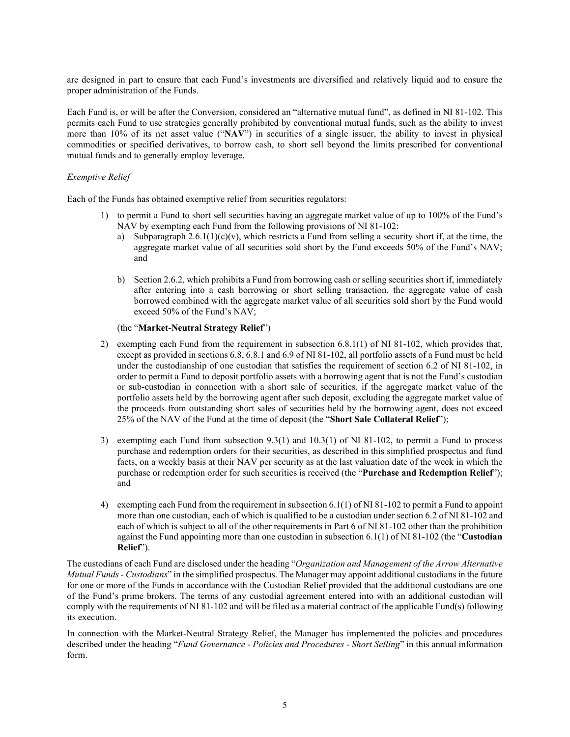are designed in part to ensure that each Fund's investments are diversified and relatively liquid and to ensure the proper administration of the Funds.

Each Fund is, or will be after the Conversion, considered an "alternative mutual fund", as defined in NI 81-102. This permits each Fund to use strategies generally prohibited by conventional mutual funds, such as the ability to invest more than 10% of its net asset value ("**NAV**") in securities of a single issuer, the ability to invest in physical commodities or specified derivatives, to borrow cash, to short sell beyond the limits prescribed for conventional mutual funds and to generally employ leverage.

*Exemptive Relief*

Each of the Funds has obtained exemptive relief from securities regulators:

1) to permit a Fund to short sell securities having an aggregate market value of up to 100% of the Fund's NAV by exempting each Fund from the following provisions of NI 81-102:
   a) Subparagraph 2.6.1(1)(c)(v), which restricts a Fund from selling a security short if, at the time, the aggregate market value of all securities sold short by the Fund exceeds 50% of the Fund's NAV; and

   b) Section 2.6.2, which prohibits a Fund from borrowing cash or selling securities short if, immediately after entering into a cash borrowing or short selling transaction, the aggregate value of cash borrowed combined with the aggregate market value of all securities sold short by the Fund would exceed 50% of the Fund's NAV;

   (the "**Market-Neutral Strategy Relief**")

2) exempting each Fund from the requirement in subsection 6.8.1(1) of NI 81-102, which provides that, except as provided in sections 6.8, 6.8.1 and 6.9 of NI 81-102, all portfolio assets of a Fund must be held under the custodianship of one custodian that satisfies the requirement of section 6.2 of NI 81-102, in order to permit a Fund to deposit portfolio assets with a borrowing agent that is not the Fund's custodian or sub-custodian in connection with a short sale of securities, if the aggregate market value of the portfolio assets held by the borrowing agent after such deposit, excluding the aggregate market value of the proceeds from outstanding short sales of securities held by the borrowing agent, does not exceed 25% of the NAV of the Fund at the time of deposit (the "**Short Sale Collateral Relief**");

3) exempting each Fund from subsection 9.3(1) and 10.3(1) of NI 81-102, to permit a Fund to process purchase and redemption orders for their securities, as described in this simplified prospectus and fund facts, on a weekly basis at their NAV per security as at the last valuation date of the week in which the purchase or redemption order for such securities is received (the "**Purchase and Redemption Relief**"); and

4) exempting each Fund from the requirement in subsection 6.1(1) of NI 81-102 to permit a Fund to appoint more than one custodian, each of which is qualified to be a custodian under section 6.2 of NI 81-102 and each of which is subject to all of the other requirements in Part 6 of NI 81-102 other than the prohibition against the Fund appointing more than one custodian in subsection 6.1(1) of NI 81-102 (the "**Custodian Relief**").

The custodians of each Fund are disclosed under the heading "*Organization and Management of the Arrow Alternative Mutual Funds - Custodians*" in the simplified prospectus. The Manager may appoint additional custodians in the future for one or more of the Funds in accordance with the Custodian Relief provided that the additional custodians are one of the Fund's prime brokers. The terms of any custodial agreement entered into with an additional custodian will comply with the requirements of NI 81-102 and will be filed as a material contract of the applicable Fund(s) following its execution.

In connection with the Market-Neutral Strategy Relief, the Manager has implemented the policies and procedures described under the heading "*Fund Governance - Policies and Procedures - Short Selling*" in this annual information form.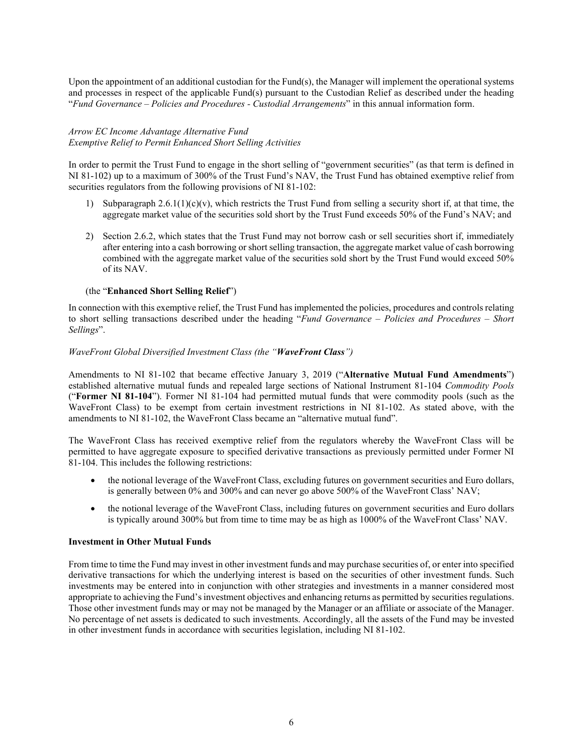Upon the appointment of an additional custodian for the Fund(s), the Manager will implement the operational systems and processes in respect of the applicable Fund(s) pursuant to the Custodian Relief as described under the heading "*Fund Governance – Policies and Procedures - Custodial Arrangements*" in this annual information form.

*Arrow EC Income Advantage Alternative Fund*
*Exemptive Relief to Permit Enhanced Short Selling Activities*

In order to permit the Trust Fund to engage in the short selling of "government securities" (as that term is defined in NI 81-102) up to a maximum of 300% of the Trust Fund's NAV, the Trust Fund has obtained exemptive relief from securities regulators from the following provisions of NI 81-102:

1) Subparagraph 2.6.1(1)(c)(v), which restricts the Trust Fund from selling a security short if, at that time, the aggregate market value of the securities sold short by the Trust Fund exceeds 50% of the Fund's NAV; and

2) Section 2.6.2, which states that the Trust Fund may not borrow cash or sell securities short if, immediately after entering into a cash borrowing or short selling transaction, the aggregate market value of cash borrowing combined with the aggregate market value of the securities sold short by the Trust Fund would exceed 50% of its NAV.

(the "**Enhanced Short Selling Relief**")

In connection with this exemptive relief, the Trust Fund has implemented the policies, procedures and controls relating to short selling transactions described under the heading "*Fund Governance – Policies and Procedures – Short Sellings*".

*WaveFront Global Diversified Investment Class (the "**WaveFront Class**")*

Amendments to NI 81-102 that became effective January 3, 2019 ("**Alternative Mutual Fund Amendments**") established alternative mutual funds and repealed large sections of National Instrument 81-104 *Commodity Pools* ("**Former NI 81-104**"). Former NI 81-104 had permitted mutual funds that were commodity pools (such as the WaveFront Class) to be exempt from certain investment restrictions in NI 81-102. As stated above, with the amendments to NI 81-102, the WaveFront Class became an "alternative mutual fund".

The WaveFront Class has received exemptive relief from the regulators whereby the WaveFront Class will be permitted to have aggregate exposure to specified derivative transactions as previously permitted under Former NI 81-104. This includes the following restrictions:

- the notional leverage of the WaveFront Class, excluding futures on government securities and Euro dollars, is generally between 0% and 300% and can never go above 500% of the WaveFront Class' NAV;
- the notional leverage of the WaveFront Class, including futures on government securities and Euro dollars is typically around 300% but from time to time may be as high as 1000% of the WaveFront Class' NAV.

**Investment in Other Mutual Funds**

From time to time the Fund may invest in other investment funds and may purchase securities of, or enter into specified derivative transactions for which the underlying interest is based on the securities of other investment funds. Such investments may be entered into in conjunction with other strategies and investments in a manner considered most appropriate to achieving the Fund's investment objectives and enhancing returns as permitted by securities regulations. Those other investment funds may or may not be managed by the Manager or an affiliate or associate of the Manager. No percentage of net assets is dedicated to such investments. Accordingly, all the assets of the Fund may be invested in other investment funds in accordance with securities legislation, including NI 81-102.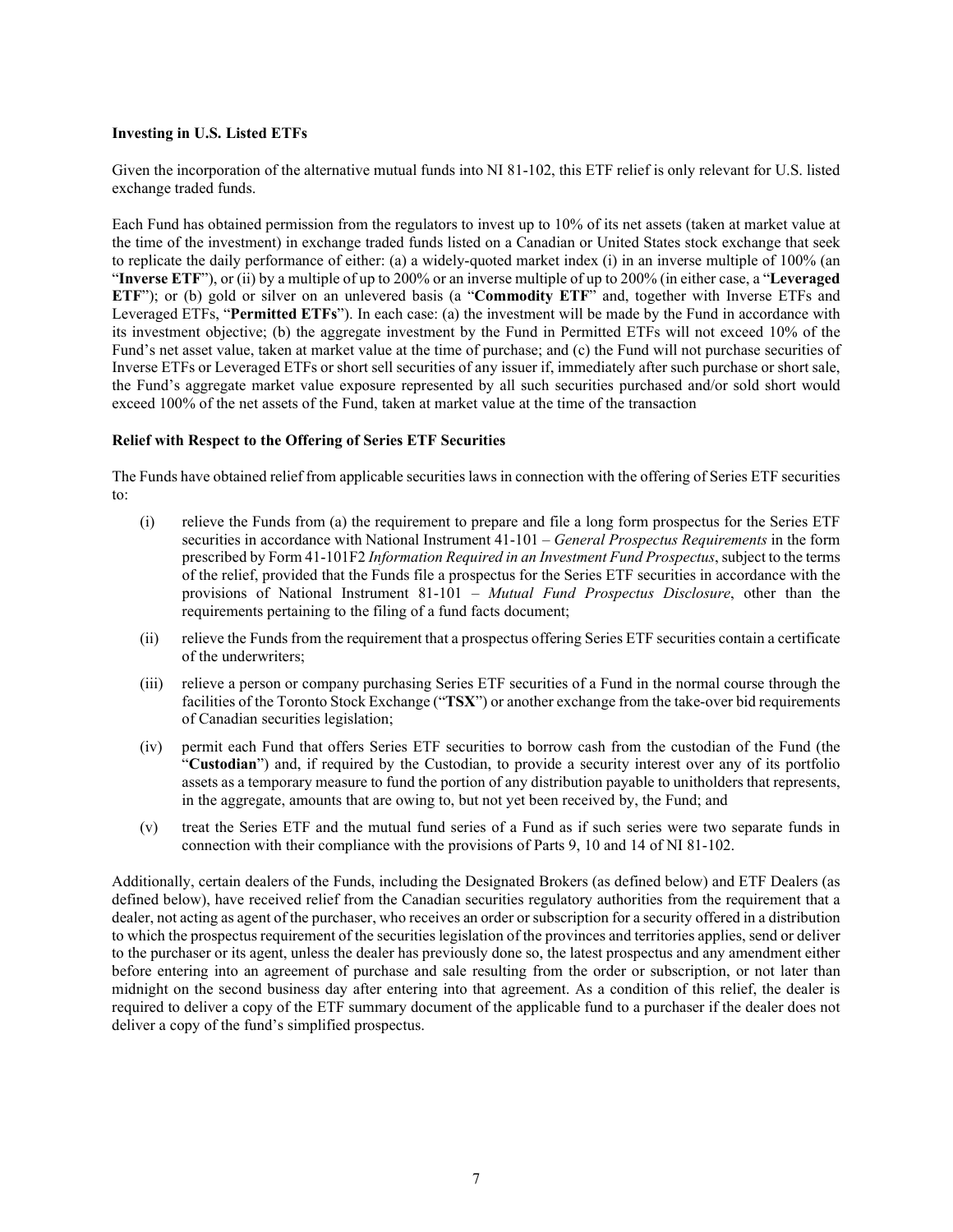**Investing in U.S. Listed ETFs**

Given the incorporation of the alternative mutual funds into NI 81-102, this ETF relief is only relevant for U.S. listed exchange traded funds.

Each Fund has obtained permission from the regulators to invest up to 10% of its net assets (taken at market value at the time of the investment) in exchange traded funds listed on a Canadian or United States stock exchange that seek to replicate the daily performance of either: (a) a widely-quoted market index (i) in an inverse multiple of 100% (an "**Inverse ETF**"), or (ii) by a multiple of up to 200% or an inverse multiple of up to 200% (in either case, a "**Leveraged ETF**"); or (b) gold or silver on an unlevered basis (a "**Commodity ETF**" and, together with Inverse ETFs and Leveraged ETFs, "**Permitted ETFs**"). In each case: (a) the investment will be made by the Fund in accordance with its investment objective; (b) the aggregate investment by the Fund in Permitted ETFs will not exceed 10% of the Fund's net asset value, taken at market value at the time of purchase; and (c) the Fund will not purchase securities of Inverse ETFs or Leveraged ETFs or short sell securities of any issuer if, immediately after such purchase or short sale, the Fund's aggregate market value exposure represented by all such securities purchased and/or sold short would exceed 100% of the net assets of the Fund, taken at market value at the time of the transaction

**Relief with Respect to the Offering of Series ETF Securities**

The Funds have obtained relief from applicable securities laws in connection with the offering of Series ETF securities to:

(i) relieve the Funds from (a) the requirement to prepare and file a long form prospectus for the Series ETF securities in accordance with National Instrument 41-101 – *General Prospectus Requirements* in the form prescribed by Form 41-101F2 *Information Required in an Investment Fund Prospectus*, subject to the terms of the relief, provided that the Funds file a prospectus for the Series ETF securities in accordance with the provisions of National Instrument 81-101 – *Mutual Fund Prospectus Disclosure*, other than the requirements pertaining to the filing of a fund facts document;

(ii) relieve the Funds from the requirement that a prospectus offering Series ETF securities contain a certificate of the underwriters;

(iii) relieve a person or company purchasing Series ETF securities of a Fund in the normal course through the facilities of the Toronto Stock Exchange ("**TSX**") or another exchange from the take-over bid requirements of Canadian securities legislation;

(iv) permit each Fund that offers Series ETF securities to borrow cash from the custodian of the Fund (the "**Custodian**") and, if required by the Custodian, to provide a security interest over any of its portfolio assets as a temporary measure to fund the portion of any distribution payable to unitholders that represents, in the aggregate, amounts that are owing to, but not yet been received by, the Fund; and

(v) treat the Series ETF and the mutual fund series of a Fund as if such series were two separate funds in connection with their compliance with the provisions of Parts 9, 10 and 14 of NI 81-102.

Additionally, certain dealers of the Funds, including the Designated Brokers (as defined below) and ETF Dealers (as defined below), have received relief from the Canadian securities regulatory authorities from the requirement that a dealer, not acting as agent of the purchaser, who receives an order or subscription for a security offered in a distribution to which the prospectus requirement of the securities legislation of the provinces and territories applies, send or deliver to the purchaser or its agent, unless the dealer has previously done so, the latest prospectus and any amendment either before entering into an agreement of purchase and sale resulting from the order or subscription, or not later than midnight on the second business day after entering into that agreement. As a condition of this relief, the dealer is required to deliver a copy of the ETF summary document of the applicable fund to a purchaser if the dealer does not deliver a copy of the fund's simplified prospectus.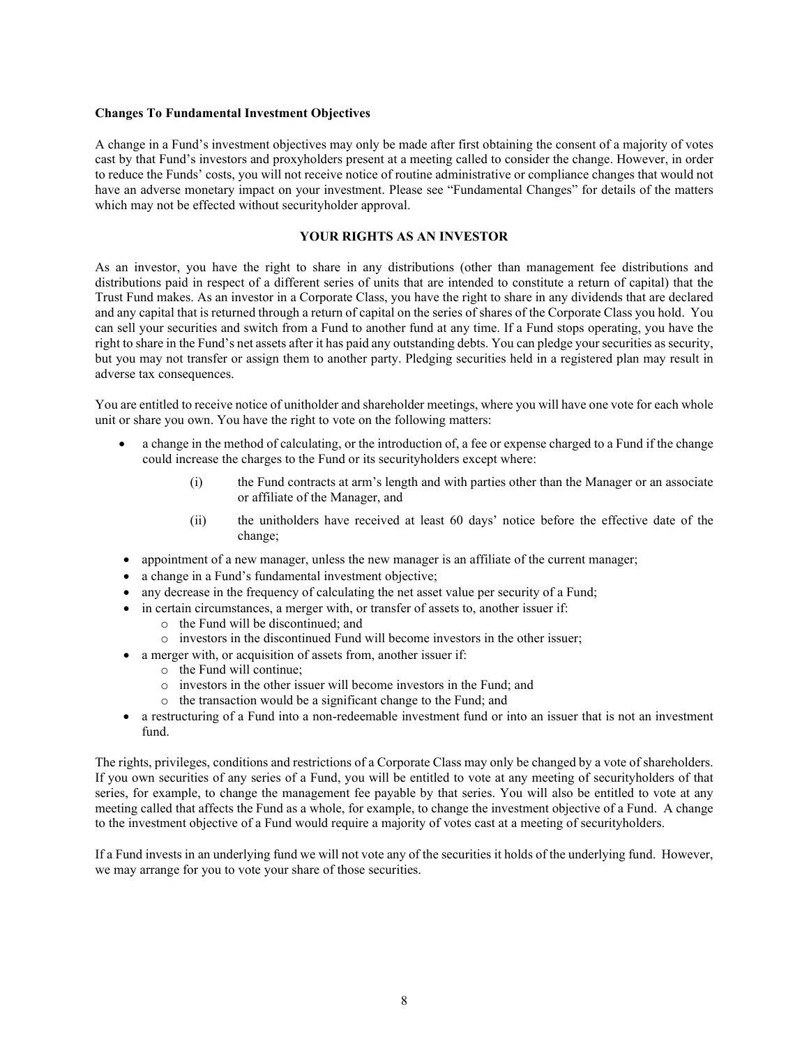**Changes To Fundamental Investment Objectives**

A change in a Fund's investment objectives may only be made after first obtaining the consent of a majority of votes cast by that Fund's investors and proxyholders present at a meeting called to consider the change. However, in order to reduce the Funds' costs, you will not receive notice of routine administrative or compliance changes that would not have an adverse monetary impact on your investment. Please see "Fundamental Changes" for details of the matters which may not be effected without securityholder approval.

## YOUR RIGHTS AS AN INVESTOR

As an investor, you have the right to share in any distributions (other than management fee distributions and distributions paid in respect of a different series of units that are intended to constitute a return of capital) that the Trust Fund makes. As an investor in a Corporate Class, you have the right to share in any dividends that are declared and any capital that is returned through a return of capital on the series of shares of the Corporate Class you hold. You can sell your securities and switch from a Fund to another fund at any time. If a Fund stops operating, you have the right to share in the Fund's net assets after it has paid any outstanding debts. You can pledge your securities as security, but you may not transfer or assign them to another party. Pledging securities held in a registered plan may result in adverse tax consequences.

You are entitled to receive notice of unitholder and shareholder meetings, where you will have one vote for each whole unit or share you own. You have the right to vote on the following matters:

- a change in the method of calculating, or the introduction of, a fee or expense charged to a Fund if the change could increase the charges to the Fund or its securityholders except where:
    - (i) the Fund contracts at arm's length and with parties other than the Manager or an associate or affiliate of the Manager, and
    - (ii) the unitholders have received at least 60 days' notice before the effective date of the change;
- appointment of a new manager, unless the new manager is an affiliate of the current manager;
- a change in a Fund's fundamental investment objective;
- any decrease in the frequency of calculating the net asset value per security of a Fund;
- in certain circumstances, a merger with, or transfer of assets to, another issuer if:
    - the Fund will be discontinued; and
    - investors in the discontinued Fund will become investors in the other issuer;
- a merger with, or acquisition of assets from, another issuer if:
    - the Fund will continue;
    - investors in the other issuer will become investors in the Fund; and
    - the transaction would be a significant change to the Fund; and
- a restructuring of a Fund into a non-redeemable investment fund or into an issuer that is not an investment fund.

The rights, privileges, conditions and restrictions of a Corporate Class may only be changed by a vote of shareholders. If you own securities of any series of a Fund, you will be entitled to vote at any meeting of securityholders of that series, for example, to change the management fee payable by that series. You will also be entitled to vote at any meeting called that affects the Fund as a whole, for example, to change the investment objective of a Fund. A change to the investment objective of a Fund would require a majority of votes cast at a meeting of securityholders.

If a Fund invests in an underlying fund we will not vote any of the securities it holds of the underlying fund. However, we may arrange for you to vote your share of those securities.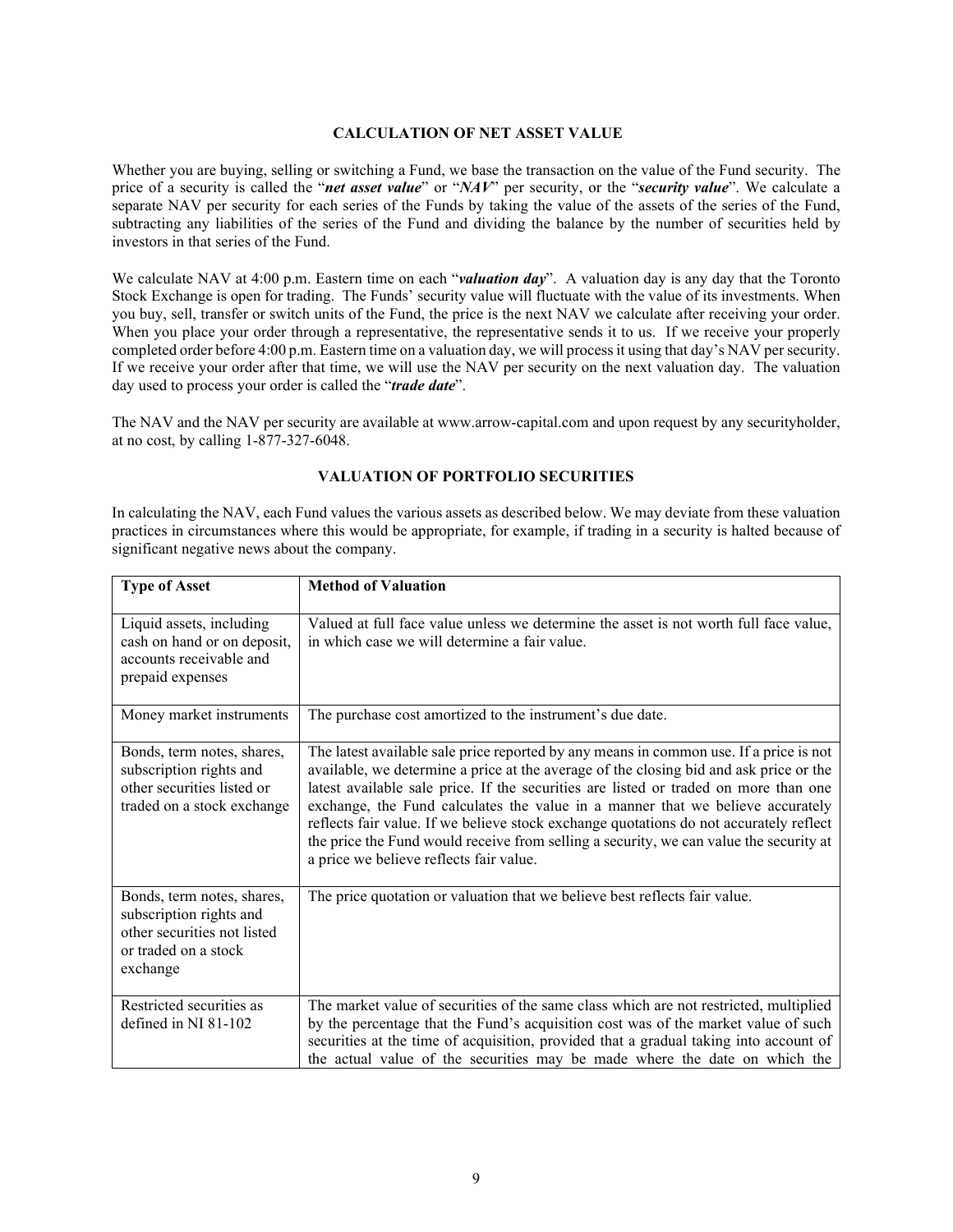## CALCULATION OF NET ASSET VALUE

Whether you are buying, selling or switching a Fund, we base the transaction on the value of the Fund security. The price of a security is called the "***net asset value***" or "***NAV***" per security, or the "***security value***". We calculate a separate NAV per security for each series of the Funds by taking the value of the assets of the series of the Fund, subtracting any liabilities of the series of the Fund and dividing the balance by the number of securities held by investors in that series of the Fund.

We calculate NAV at 4:00 p.m. Eastern time on each "***valuation day***". A valuation day is any day that the Toronto Stock Exchange is open for trading. The Funds' security value will fluctuate with the value of its investments. When you buy, sell, transfer or switch units of the Fund, the price is the next NAV we calculate after receiving your order. When you place your order through a representative, the representative sends it to us. If we receive your properly completed order before 4:00 p.m. Eastern time on a valuation day, we will process it using that day's NAV per security. If we receive your order after that time, we will use the NAV per security on the next valuation day. The valuation day used to process your order is called the "***trade date***".

The NAV and the NAV per security are available at www.arrow-capital.com and upon request by any securityholder, at no cost, by calling 1-877-327-6048.

## VALUATION OF PORTFOLIO SECURITIES

In calculating the NAV, each Fund values the various assets as described below. We may deviate from these valuation practices in circumstances where this would be appropriate, for example, if trading in a security is halted because of significant negative news about the company.

| Type of Asset | Method of Valuation |
|---|---|
| Liquid assets, including cash on hand or on deposit, accounts receivable and prepaid expenses | Valued at full face value unless we determine the asset is not worth full face value, in which case we will determine a fair value. |
| Money market instruments | The purchase cost amortized to the instrument's due date. |
| Bonds, term notes, shares, subscription rights and other securities listed or traded on a stock exchange | The latest available sale price reported by any means in common use. If a price is not available, we determine a price at the average of the closing bid and ask price or the latest available sale price. If the securities are listed or traded on more than one exchange, the Fund calculates the value in a manner that we believe accurately reflects fair value. If we believe stock exchange quotations do not accurately reflect the price the Fund would receive from selling a security, we can value the security at a price we believe reflects fair value. |
| Bonds, term notes, shares, subscription rights and other securities not listed or traded on a stock exchange | The price quotation or valuation that we believe best reflects fair value. |
| Restricted securities as defined in NI 81-102 | The market value of securities of the same class which are not restricted, multiplied by the percentage that the Fund's acquisition cost was of the market value of such securities at the time of acquisition, provided that a gradual taking into account of the actual value of the securities may be made where the date on which the |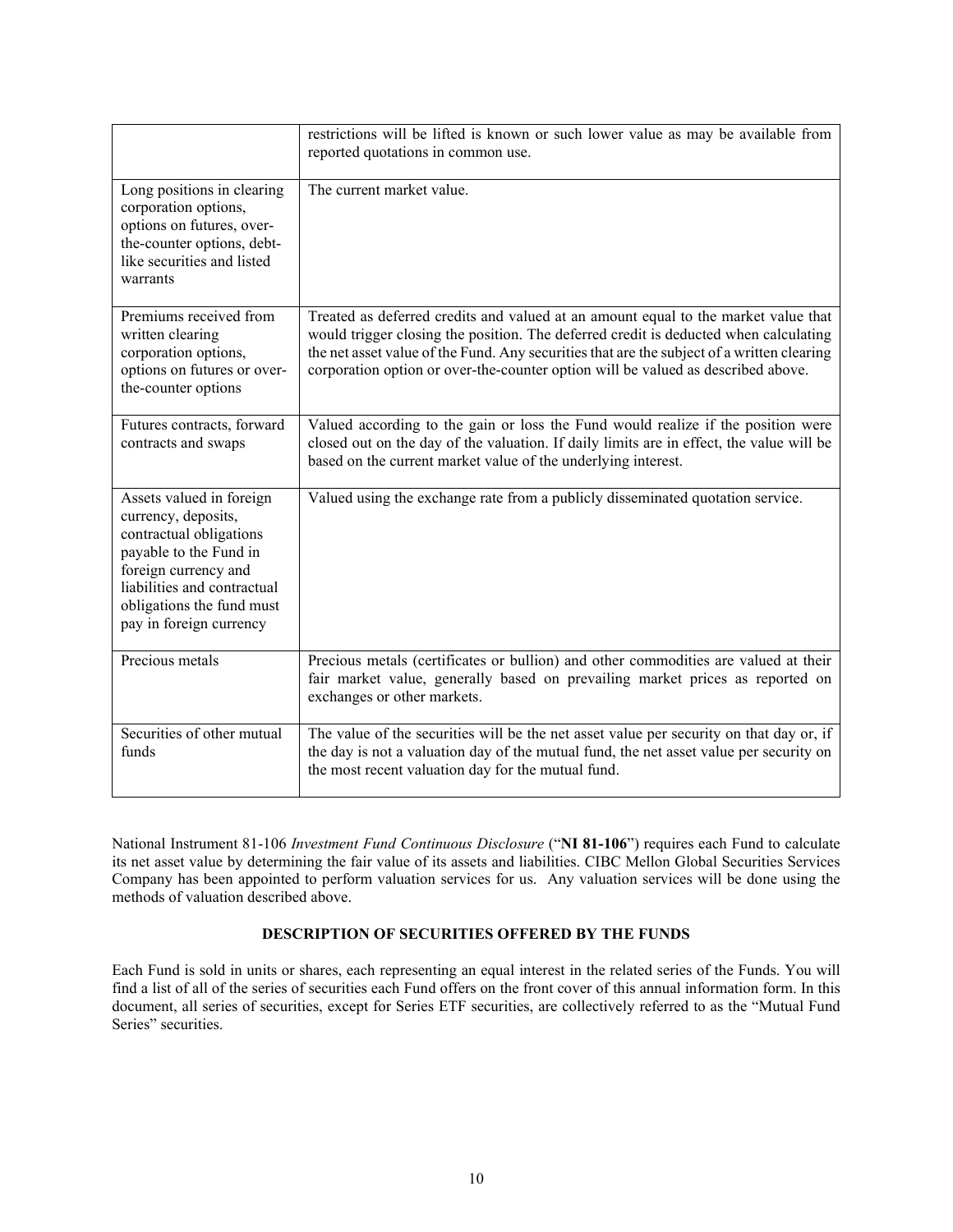| | |
|---|---|
| | restrictions will be lifted is known or such lower value as may be available from reported quotations in common use. |
| Long positions in clearing corporation options, options on futures, over-the-counter options, debt-like securities and listed warrants | The current market value. |
| Premiums received from written clearing corporation options, options on futures or over-the-counter options | Treated as deferred credits and valued at an amount equal to the market value that would trigger closing the position. The deferred credit is deducted when calculating the net asset value of the Fund. Any securities that are the subject of a written clearing corporation option or over-the-counter option will be valued as described above. |
| Futures contracts, forward contracts and swaps | Valued according to the gain or loss the Fund would realize if the position were closed out on the day of the valuation. If daily limits are in effect, the value will be based on the current market value of the underlying interest. |
| Assets valued in foreign currency, deposits, contractual obligations payable to the Fund in foreign currency and liabilities and contractual obligations the fund must pay in foreign currency | Valued using the exchange rate from a publicly disseminated quotation service. |
| Precious metals | Precious metals (certificates or bullion) and other commodities are valued at their fair market value, generally based on prevailing market prices as reported on exchanges or other markets. |
| Securities of other mutual funds | The value of the securities will be the net asset value per security on that day or, if the day is not a valuation day of the mutual fund, the net asset value per security on the most recent valuation day for the mutual fund. |

National Instrument 81-106 *Investment Fund Continuous Disclosure* ("**NI 81-106**") requires each Fund to calculate its net asset value by determining the fair value of its assets and liabilities. CIBC Mellon Global Securities Services Company has been appointed to perform valuation services for us. Any valuation services will be done using the methods of valuation described above.

## DESCRIPTION OF SECURITIES OFFERED BY THE FUNDS

Each Fund is sold in units or shares, each representing an equal interest in the related series of the Funds. You will find a list of all of the series of securities each Fund offers on the front cover of this annual information form. In this document, all series of securities, except for Series ETF securities, are collectively referred to as the "Mutual Fund Series" securities.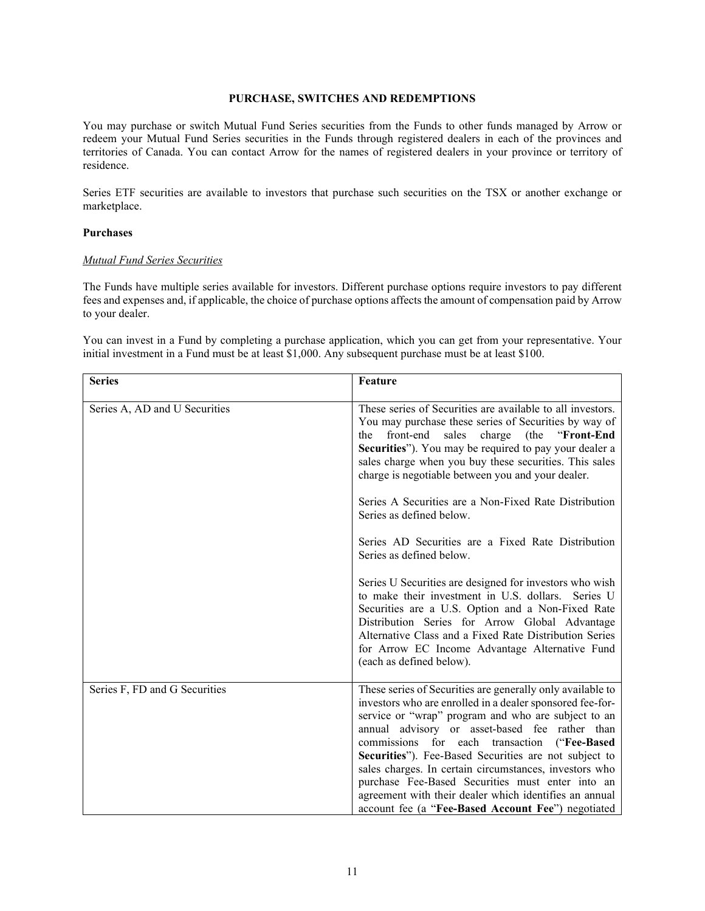## PURCHASE, SWITCHES AND REDEMPTIONS

You may purchase or switch Mutual Fund Series securities from the Funds to other funds managed by Arrow or redeem your Mutual Fund Series securities in the Funds through registered dealers in each of the provinces and territories of Canada. You can contact Arrow for the names of registered dealers in your province or territory of residence.

Series ETF securities are available to investors that purchase such securities on the TSX or another exchange or marketplace.

### Purchases

*Mutual Fund Series Securities*

The Funds have multiple series available for investors. Different purchase options require investors to pay different fees and expenses and, if applicable, the choice of purchase options affects the amount of compensation paid by Arrow to your dealer.

You can invest in a Fund by completing a purchase application, which you can get from your representative. Your initial investment in a Fund must be at least $1,000. Any subsequent purchase must be at least $100.

| Series | Feature |
|---|---|
| Series A, AD and U Securities | These series of Securities are available to all investors. You may purchase these series of Securities by way of the front-end sales charge (the "**Front-End Securities**"). You may be required to pay your dealer a sales charge when you buy these securities. This sales charge is negotiable between you and your dealer.<br><br>Series A Securities are a Non-Fixed Rate Distribution Series as defined below.<br><br>Series AD Securities are a Fixed Rate Distribution Series as defined below.<br><br>Series U Securities are designed for investors who wish to make their investment in U.S. dollars. Series U Securities are a U.S. Option and a Non-Fixed Rate Distribution Series for Arrow Global Advantage Alternative Class and a Fixed Rate Distribution Series for Arrow EC Income Advantage Alternative Fund (each as defined below). |
| Series F, FD and G Securities | These series of Securities are generally only available to investors who are enrolled in a dealer sponsored fee-for-service or "wrap" program and who are subject to an annual advisory or asset-based fee rather than commissions for each transaction ("**Fee-Based Securities**"). Fee-Based Securities are not subject to sales charges. In certain circumstances, investors who purchase Fee-Based Securities must enter into an agreement with their dealer which identifies an annual account fee (a "**Fee-Based Account Fee**") negotiated |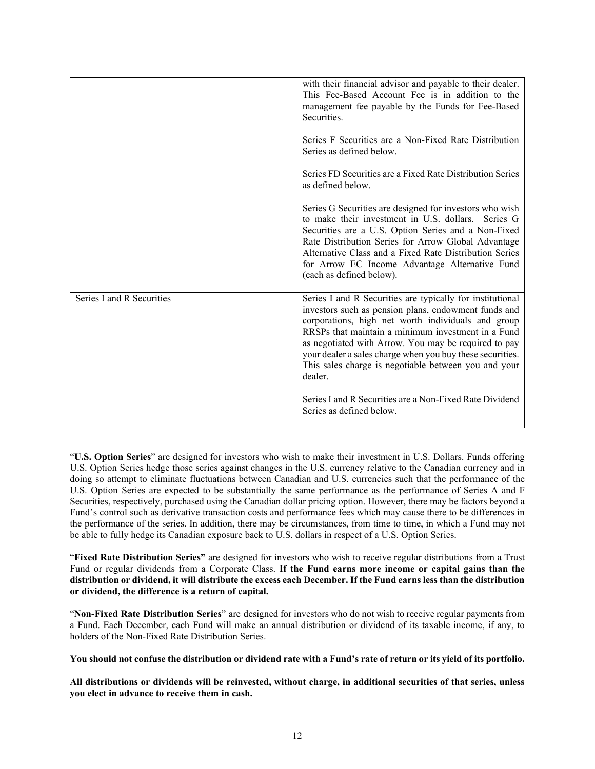| | |
|---|---|
| | with their financial advisor and payable to their dealer. This Fee-Based Account Fee is in addition to the management fee payable by the Funds for Fee-Based Securities.<br><br>Series F Securities are a Non-Fixed Rate Distribution Series as defined below.<br><br>Series FD Securities are a Fixed Rate Distribution Series as defined below.<br><br>Series G Securities are designed for investors who wish to make their investment in U.S. dollars. Series G Securities are a U.S. Option Series and a Non-Fixed Rate Distribution Series for Arrow Global Advantage Alternative Class and a Fixed Rate Distribution Series for Arrow EC Income Advantage Alternative Fund (each as defined below). |
| Series I and R Securities | Series I and R Securities are typically for institutional investors such as pension plans, endowment funds and corporations, high net worth individuals and group RRSPs that maintain a minimum investment in a Fund as negotiated with Arrow. You may be required to pay your dealer a sales charge when you buy these securities. This sales charge is negotiable between you and your dealer.<br><br>Series I and R Securities are a Non-Fixed Rate Dividend Series as defined below. |

"**U.S. Option Series**" are designed for investors who wish to make their investment in U.S. Dollars. Funds offering U.S. Option Series hedge those series against changes in the U.S. currency relative to the Canadian currency and in doing so attempt to eliminate fluctuations between Canadian and U.S. currencies such that the performance of the U.S. Option Series are expected to be substantially the same performance as the performance of Series A and F Securities, respectively, purchased using the Canadian dollar pricing option. However, there may be factors beyond a Fund's control such as derivative transaction costs and performance fees which may cause there to be differences in the performance of the series. In addition, there may be circumstances, from time to time, in which a Fund may not be able to fully hedge its Canadian exposure back to U.S. dollars in respect of a U.S. Option Series.

"**Fixed Rate Distribution Series"** are designed for investors who wish to receive regular distributions from a Trust Fund or regular dividends from a Corporate Class. **If the Fund earns more income or capital gains than the distribution or dividend, it will distribute the excess each December. If the Fund earns less than the distribution or dividend, the difference is a return of capital.**

"**Non-Fixed Rate Distribution Series**" are designed for investors who do not wish to receive regular payments from a Fund. Each December, each Fund will make an annual distribution or dividend of its taxable income, if any, to holders of the Non-Fixed Rate Distribution Series.

**You should not confuse the distribution or dividend rate with a Fund's rate of return or its yield of its portfolio.**

**All distributions or dividends will be reinvested, without charge, in additional securities of that series, unless you elect in advance to receive them in cash.**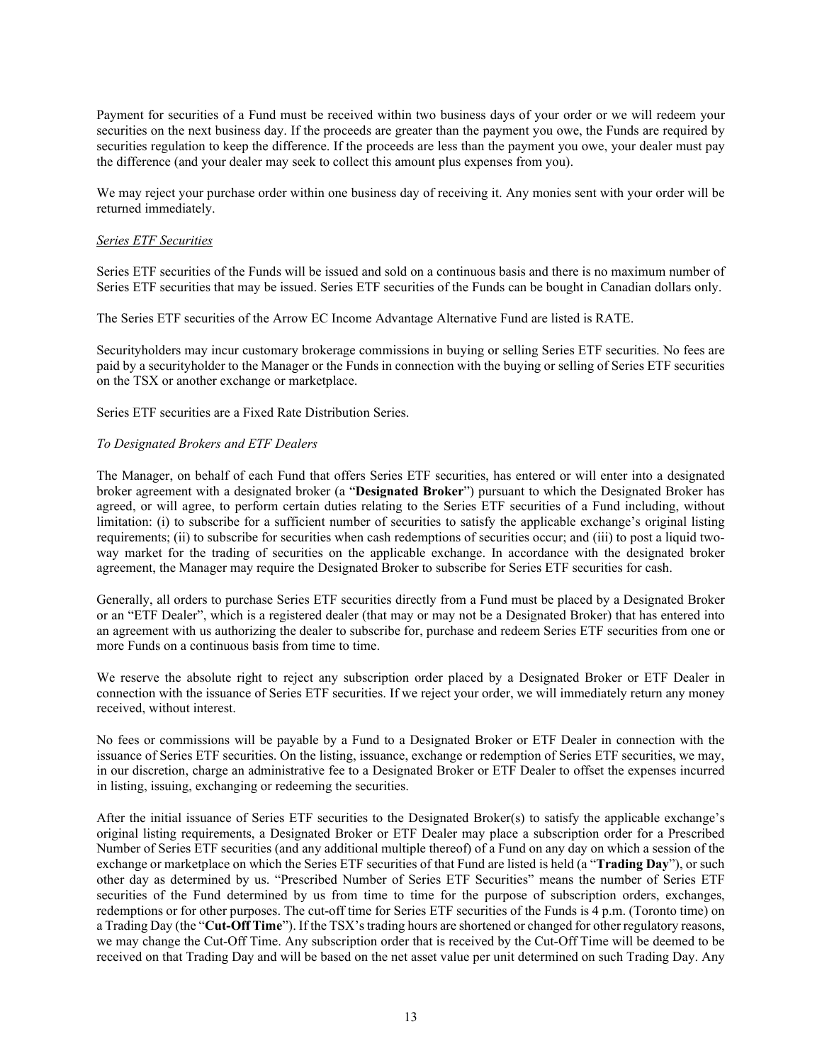Payment for securities of a Fund must be received within two business days of your order or we will redeem your securities on the next business day. If the proceeds are greater than the payment you owe, the Funds are required by securities regulation to keep the difference. If the proceeds are less than the payment you owe, your dealer must pay the difference (and your dealer may seek to collect this amount plus expenses from you).

We may reject your purchase order within one business day of receiving it. Any monies sent with your order will be returned immediately.

*Series ETF Securities*

Series ETF securities of the Funds will be issued and sold on a continuous basis and there is no maximum number of Series ETF securities that may be issued. Series ETF securities of the Funds can be bought in Canadian dollars only.

The Series ETF securities of the Arrow EC Income Advantage Alternative Fund are listed is RATE.

Securityholders may incur customary brokerage commissions in buying or selling Series ETF securities. No fees are paid by a securityholder to the Manager or the Funds in connection with the buying or selling of Series ETF securities on the TSX or another exchange or marketplace.

Series ETF securities are a Fixed Rate Distribution Series.

*To Designated Brokers and ETF Dealers*

The Manager, on behalf of each Fund that offers Series ETF securities, has entered or will enter into a designated broker agreement with a designated broker (a "**Designated Broker**") pursuant to which the Designated Broker has agreed, or will agree, to perform certain duties relating to the Series ETF securities of a Fund including, without limitation: (i) to subscribe for a sufficient number of securities to satisfy the applicable exchange's original listing requirements; (ii) to subscribe for securities when cash redemptions of securities occur; and (iii) to post a liquid two-way market for the trading of securities on the applicable exchange. In accordance with the designated broker agreement, the Manager may require the Designated Broker to subscribe for Series ETF securities for cash.

Generally, all orders to purchase Series ETF securities directly from a Fund must be placed by a Designated Broker or an "ETF Dealer", which is a registered dealer (that may or may not be a Designated Broker) that has entered into an agreement with us authorizing the dealer to subscribe for, purchase and redeem Series ETF securities from one or more Funds on a continuous basis from time to time.

We reserve the absolute right to reject any subscription order placed by a Designated Broker or ETF Dealer in connection with the issuance of Series ETF securities. If we reject your order, we will immediately return any money received, without interest.

No fees or commissions will be payable by a Fund to a Designated Broker or ETF Dealer in connection with the issuance of Series ETF securities. On the listing, issuance, exchange or redemption of Series ETF securities, we may, in our discretion, charge an administrative fee to a Designated Broker or ETF Dealer to offset the expenses incurred in listing, issuing, exchanging or redeeming the securities.

After the initial issuance of Series ETF securities to the Designated Broker(s) to satisfy the applicable exchange's original listing requirements, a Designated Broker or ETF Dealer may place a subscription order for a Prescribed Number of Series ETF securities (and any additional multiple thereof) of a Fund on any day on which a session of the exchange or marketplace on which the Series ETF securities of that Fund are listed is held (a "**Trading Day**"), or such other day as determined by us. "Prescribed Number of Series ETF Securities" means the number of Series ETF securities of the Fund determined by us from time to time for the purpose of subscription orders, exchanges, redemptions or for other purposes. The cut-off time for Series ETF securities of the Funds is 4 p.m. (Toronto time) on a Trading Day (the "**Cut-Off Time**"). If the TSX's trading hours are shortened or changed for other regulatory reasons, we may change the Cut-Off Time. Any subscription order that is received by the Cut-Off Time will be deemed to be received on that Trading Day and will be based on the net asset value per unit determined on such Trading Day. Any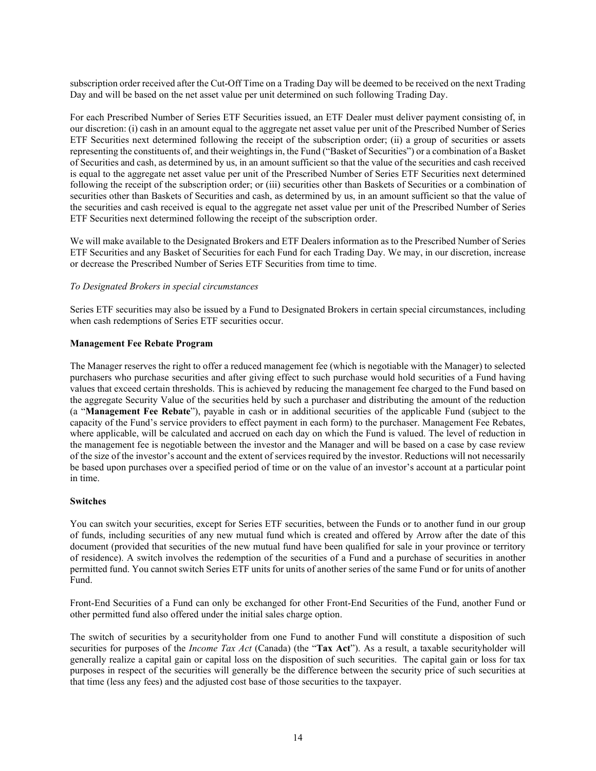subscription order received after the Cut-Off Time on a Trading Day will be deemed to be received on the next Trading Day and will be based on the net asset value per unit determined on such following Trading Day.

For each Prescribed Number of Series ETF Securities issued, an ETF Dealer must deliver payment consisting of, in our discretion: (i) cash in an amount equal to the aggregate net asset value per unit of the Prescribed Number of Series ETF Securities next determined following the receipt of the subscription order; (ii) a group of securities or assets representing the constituents of, and their weightings in, the Fund ("Basket of Securities") or a combination of a Basket of Securities and cash, as determined by us, in an amount sufficient so that the value of the securities and cash received is equal to the aggregate net asset value per unit of the Prescribed Number of Series ETF Securities next determined following the receipt of the subscription order; or (iii) securities other than Baskets of Securities or a combination of securities other than Baskets of Securities and cash, as determined by us, in an amount sufficient so that the value of the securities and cash received is equal to the aggregate net asset value per unit of the Prescribed Number of Series ETF Securities next determined following the receipt of the subscription order.

We will make available to the Designated Brokers and ETF Dealers information as to the Prescribed Number of Series ETF Securities and any Basket of Securities for each Fund for each Trading Day. We may, in our discretion, increase or decrease the Prescribed Number of Series ETF Securities from time to time.

*To Designated Brokers in special circumstances*

Series ETF securities may also be issued by a Fund to Designated Brokers in certain special circumstances, including when cash redemptions of Series ETF securities occur.

**Management Fee Rebate Program**

The Manager reserves the right to offer a reduced management fee (which is negotiable with the Manager) to selected purchasers who purchase securities and after giving effect to such purchase would hold securities of a Fund having values that exceed certain thresholds. This is achieved by reducing the management fee charged to the Fund based on the aggregate Security Value of the securities held by such a purchaser and distributing the amount of the reduction (a "**Management Fee Rebate**"), payable in cash or in additional securities of the applicable Fund (subject to the capacity of the Fund's service providers to effect payment in each form) to the purchaser. Management Fee Rebates, where applicable, will be calculated and accrued on each day on which the Fund is valued. The level of reduction in the management fee is negotiable between the investor and the Manager and will be based on a case by case review of the size of the investor's account and the extent of services required by the investor. Reductions will not necessarily be based upon purchases over a specified period of time or on the value of an investor's account at a particular point in time.

**Switches**

You can switch your securities, except for Series ETF securities, between the Funds or to another fund in our group of funds, including securities of any new mutual fund which is created and offered by Arrow after the date of this document (provided that securities of the new mutual fund have been qualified for sale in your province or territory of residence). A switch involves the redemption of the securities of a Fund and a purchase of securities in another permitted fund. You cannot switch Series ETF units for units of another series of the same Fund or for units of another Fund.

Front-End Securities of a Fund can only be exchanged for other Front-End Securities of the Fund, another Fund or other permitted fund also offered under the initial sales charge option.

The switch of securities by a securityholder from one Fund to another Fund will constitute a disposition of such securities for purposes of the *Income Tax Act* (Canada) (the "**Tax Act**"). As a result, a taxable securityholder will generally realize a capital gain or capital loss on the disposition of such securities. The capital gain or loss for tax purposes in respect of the securities will generally be the difference between the security price of such securities at that time (less any fees) and the adjusted cost base of those securities to the taxpayer.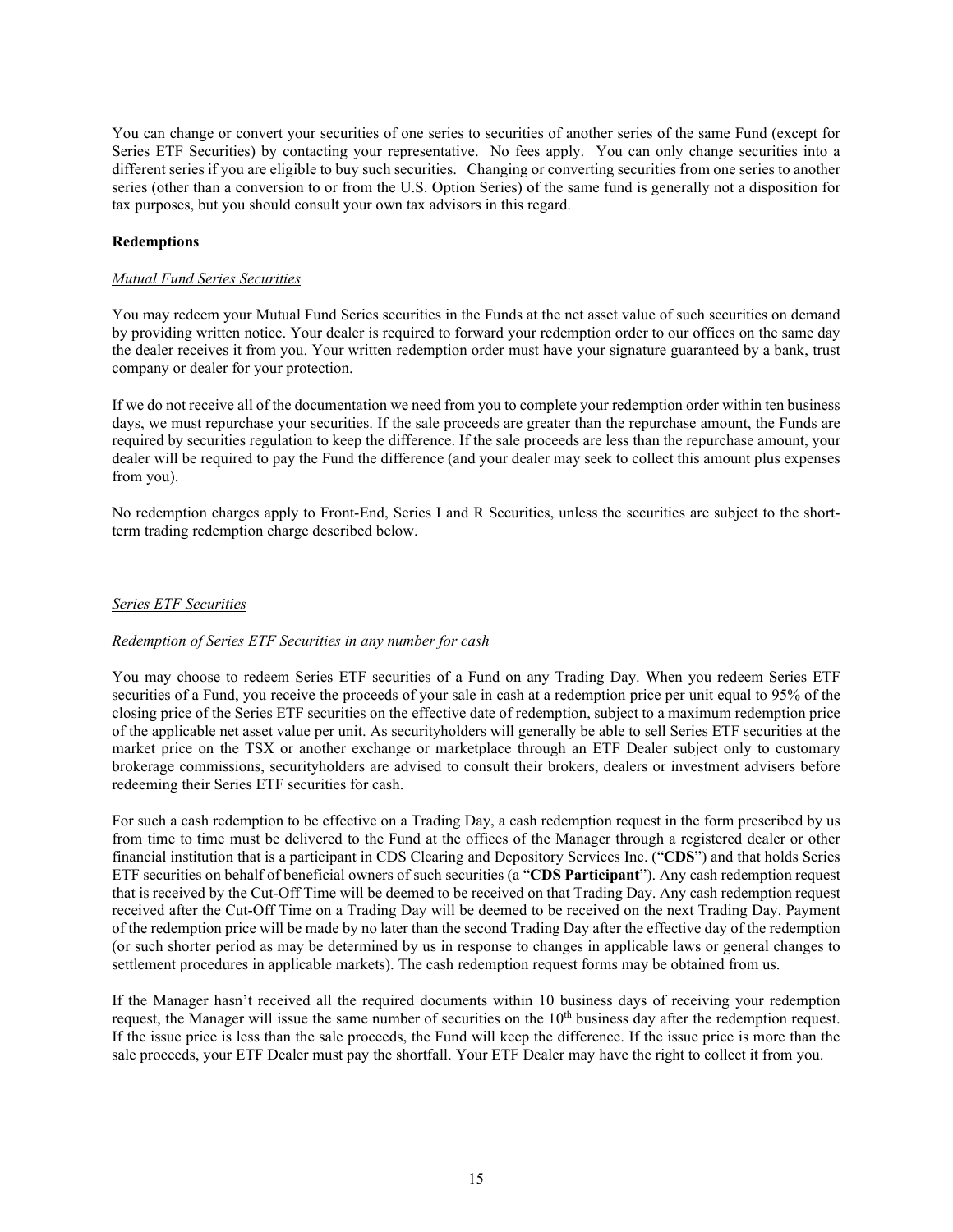You can change or convert your securities of one series to securities of another series of the same Fund (except for Series ETF Securities) by contacting your representative. No fees apply. You can only change securities into a different series if you are eligible to buy such securities. Changing or converting securities from one series to another series (other than a conversion to or from the U.S. Option Series) of the same fund is generally not a disposition for tax purposes, but you should consult your own tax advisors in this regard.

**Redemptions**

*Mutual Fund Series Securities*

You may redeem your Mutual Fund Series securities in the Funds at the net asset value of such securities on demand by providing written notice. Your dealer is required to forward your redemption order to our offices on the same day the dealer receives it from you. Your written redemption order must have your signature guaranteed by a bank, trust company or dealer for your protection.

If we do not receive all of the documentation we need from you to complete your redemption order within ten business days, we must repurchase your securities. If the sale proceeds are greater than the repurchase amount, the Funds are required by securities regulation to keep the difference. If the sale proceeds are less than the repurchase amount, your dealer will be required to pay the Fund the difference (and your dealer may seek to collect this amount plus expenses from you).

No redemption charges apply to Front-End, Series I and R Securities, unless the securities are subject to the short-term trading redemption charge described below.

*Series ETF Securities*

*Redemption of Series ETF Securities in any number for cash*

You may choose to redeem Series ETF securities of a Fund on any Trading Day. When you redeem Series ETF securities of a Fund, you receive the proceeds of your sale in cash at a redemption price per unit equal to 95% of the closing price of the Series ETF securities on the effective date of redemption, subject to a maximum redemption price of the applicable net asset value per unit. As securityholders will generally be able to sell Series ETF securities at the market price on the TSX or another exchange or marketplace through an ETF Dealer subject only to customary brokerage commissions, securityholders are advised to consult their brokers, dealers or investment advisers before redeeming their Series ETF securities for cash.

For such a cash redemption to be effective on a Trading Day, a cash redemption request in the form prescribed by us from time to time must be delivered to the Fund at the offices of the Manager through a registered dealer or other financial institution that is a participant in CDS Clearing and Depository Services Inc. ("**CDS**") and that holds Series ETF securities on behalf of beneficial owners of such securities (a "**CDS Participant**"). Any cash redemption request that is received by the Cut-Off Time will be deemed to be received on that Trading Day. Any cash redemption request received after the Cut-Off Time on a Trading Day will be deemed to be received on the next Trading Day. Payment of the redemption price will be made by no later than the second Trading Day after the effective day of the redemption (or such shorter period as may be determined by us in response to changes in applicable laws or general changes to settlement procedures in applicable markets). The cash redemption request forms may be obtained from us.

If the Manager hasn't received all the required documents within 10 business days of receiving your redemption request, the Manager will issue the same number of securities on the 10th business day after the redemption request. If the issue price is less than the sale proceeds, the Fund will keep the difference. If the issue price is more than the sale proceeds, your ETF Dealer must pay the shortfall. Your ETF Dealer may have the right to collect it from you.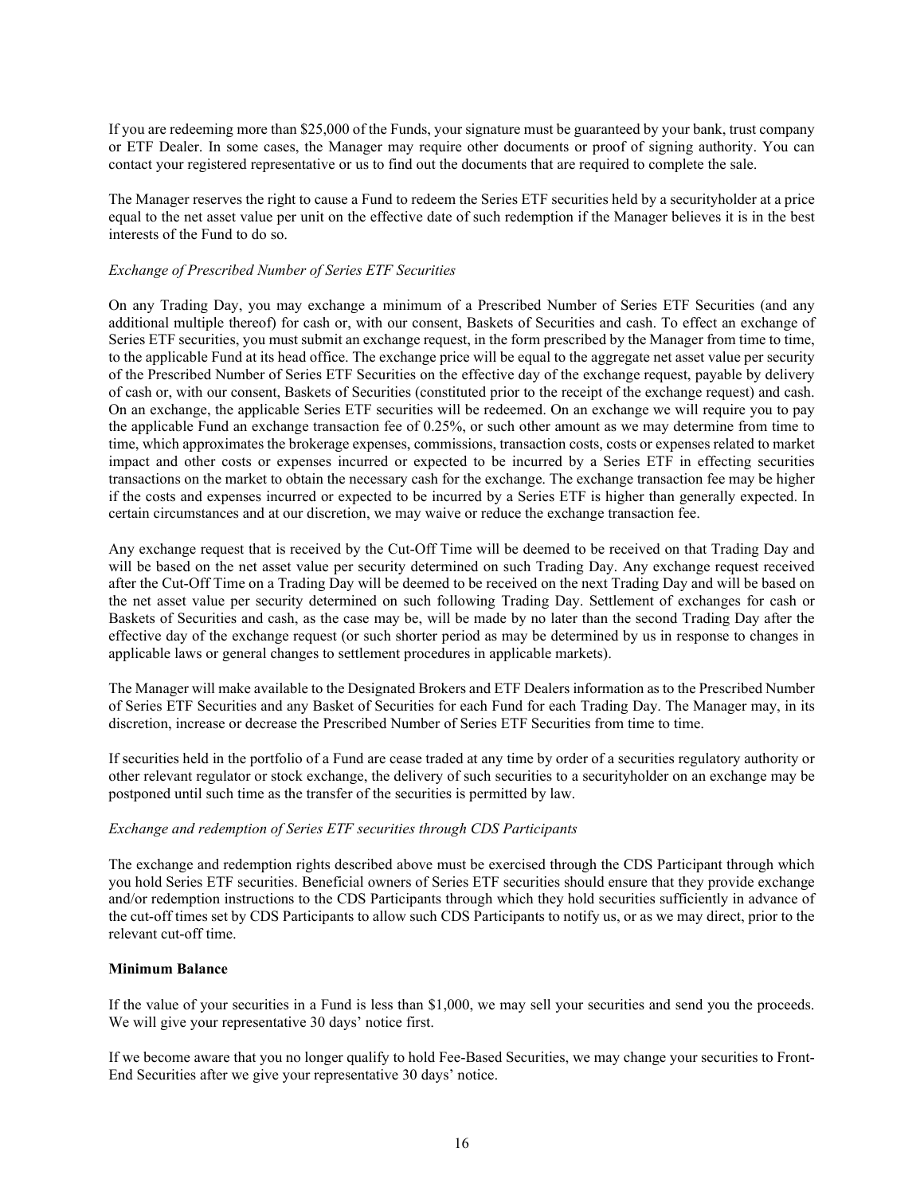If you are redeeming more than $25,000 of the Funds, your signature must be guaranteed by your bank, trust company or ETF Dealer. In some cases, the Manager may require other documents or proof of signing authority. You can contact your registered representative or us to find out the documents that are required to complete the sale.

The Manager reserves the right to cause a Fund to redeem the Series ETF securities held by a securityholder at a price equal to the net asset value per unit on the effective date of such redemption if the Manager believes it is in the best interests of the Fund to do so.

*Exchange of Prescribed Number of Series ETF Securities*

On any Trading Day, you may exchange a minimum of a Prescribed Number of Series ETF Securities (and any additional multiple thereof) for cash or, with our consent, Baskets of Securities and cash. To effect an exchange of Series ETF securities, you must submit an exchange request, in the form prescribed by the Manager from time to time, to the applicable Fund at its head office. The exchange price will be equal to the aggregate net asset value per security of the Prescribed Number of Series ETF Securities on the effective day of the exchange request, payable by delivery of cash or, with our consent, Baskets of Securities (constituted prior to the receipt of the exchange request) and cash. On an exchange, the applicable Series ETF securities will be redeemed. On an exchange we will require you to pay the applicable Fund an exchange transaction fee of 0.25%, or such other amount as we may determine from time to time, which approximates the brokerage expenses, commissions, transaction costs, costs or expenses related to market impact and other costs or expenses incurred or expected to be incurred by a Series ETF in effecting securities transactions on the market to obtain the necessary cash for the exchange. The exchange transaction fee may be higher if the costs and expenses incurred or expected to be incurred by a Series ETF is higher than generally expected. In certain circumstances and at our discretion, we may waive or reduce the exchange transaction fee.

Any exchange request that is received by the Cut-Off Time will be deemed to be received on that Trading Day and will be based on the net asset value per security determined on such Trading Day. Any exchange request received after the Cut-Off Time on a Trading Day will be deemed to be received on the next Trading Day and will be based on the net asset value per security determined on such following Trading Day. Settlement of exchanges for cash or Baskets of Securities and cash, as the case may be, will be made by no later than the second Trading Day after the effective day of the exchange request (or such shorter period as may be determined by us in response to changes in applicable laws or general changes to settlement procedures in applicable markets).

The Manager will make available to the Designated Brokers and ETF Dealers information as to the Prescribed Number of Series ETF Securities and any Basket of Securities for each Fund for each Trading Day. The Manager may, in its discretion, increase or decrease the Prescribed Number of Series ETF Securities from time to time.

If securities held in the portfolio of a Fund are cease traded at any time by order of a securities regulatory authority or other relevant regulator or stock exchange, the delivery of such securities to a securityholder on an exchange may be postponed until such time as the transfer of the securities is permitted by law.

*Exchange and redemption of Series ETF securities through CDS Participants*

The exchange and redemption rights described above must be exercised through the CDS Participant through which you hold Series ETF securities. Beneficial owners of Series ETF securities should ensure that they provide exchange and/or redemption instructions to the CDS Participants through which they hold securities sufficiently in advance of the cut-off times set by CDS Participants to allow such CDS Participants to notify us, or as we may direct, prior to the relevant cut-off time.

**Minimum Balance**

If the value of your securities in a Fund is less than $1,000, we may sell your securities and send you the proceeds. We will give your representative 30 days' notice first.

If we become aware that you no longer qualify to hold Fee-Based Securities, we may change your securities to Front-End Securities after we give your representative 30 days' notice.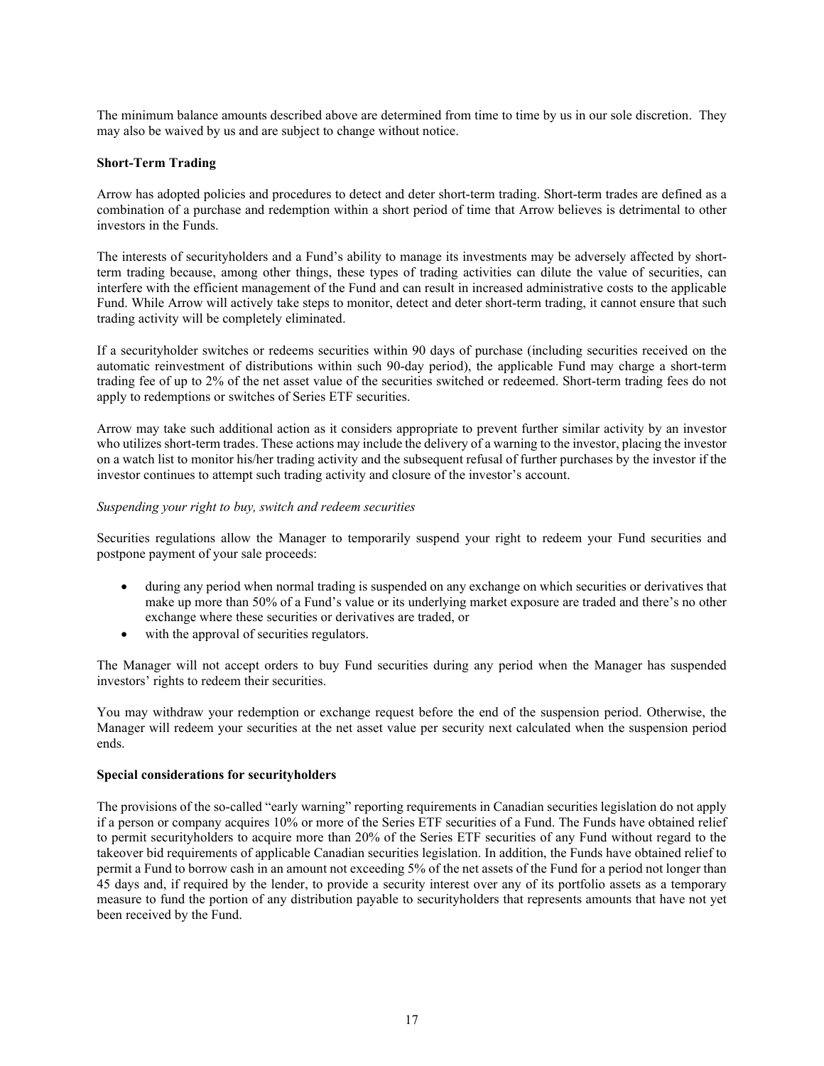The minimum balance amounts described above are determined from time to time by us in our sole discretion. They may also be waived by us and are subject to change without notice.

**Short-Term Trading**

Arrow has adopted policies and procedures to detect and deter short-term trading. Short-term trades are defined as a combination of a purchase and redemption within a short period of time that Arrow believes is detrimental to other investors in the Funds.

The interests of securityholders and a Fund's ability to manage its investments may be adversely affected by short-term trading because, among other things, these types of trading activities can dilute the value of securities, can interfere with the efficient management of the Fund and can result in increased administrative costs to the applicable Fund. While Arrow will actively take steps to monitor, detect and deter short-term trading, it cannot ensure that such trading activity will be completely eliminated.

If a securityholder switches or redeems securities within 90 days of purchase (including securities received on the automatic reinvestment of distributions within such 90-day period), the applicable Fund may charge a short-term trading fee of up to 2% of the net asset value of the securities switched or redeemed. Short-term trading fees do not apply to redemptions or switches of Series ETF securities.

Arrow may take such additional action as it considers appropriate to prevent further similar activity by an investor who utilizes short-term trades. These actions may include the delivery of a warning to the investor, placing the investor on a watch list to monitor his/her trading activity and the subsequent refusal of further purchases by the investor if the investor continues to attempt such trading activity and closure of the investor's account.

*Suspending your right to buy, switch and redeem securities*

Securities regulations allow the Manager to temporarily suspend your right to redeem your Fund securities and postpone payment of your sale proceeds:

- during any period when normal trading is suspended on any exchange on which securities or derivatives that make up more than 50% of a Fund's value or its underlying market exposure are traded and there's no other exchange where these securities or derivatives are traded, or
- with the approval of securities regulators.

The Manager will not accept orders to buy Fund securities during any period when the Manager has suspended investors' rights to redeem their securities.

You may withdraw your redemption or exchange request before the end of the suspension period. Otherwise, the Manager will redeem your securities at the net asset value per security next calculated when the suspension period ends.

**Special considerations for securityholders**

The provisions of the so-called "early warning" reporting requirements in Canadian securities legislation do not apply if a person or company acquires 10% or more of the Series ETF securities of a Fund. The Funds have obtained relief to permit securityholders to acquire more than 20% of the Series ETF securities of any Fund without regard to the takeover bid requirements of applicable Canadian securities legislation. In addition, the Funds have obtained relief to permit a Fund to borrow cash in an amount not exceeding 5% of the net assets of the Fund for a period not longer than 45 days and, if required by the lender, to provide a security interest over any of its portfolio assets as a temporary measure to fund the portion of any distribution payable to securityholders that represents amounts that have not yet been received by the Fund.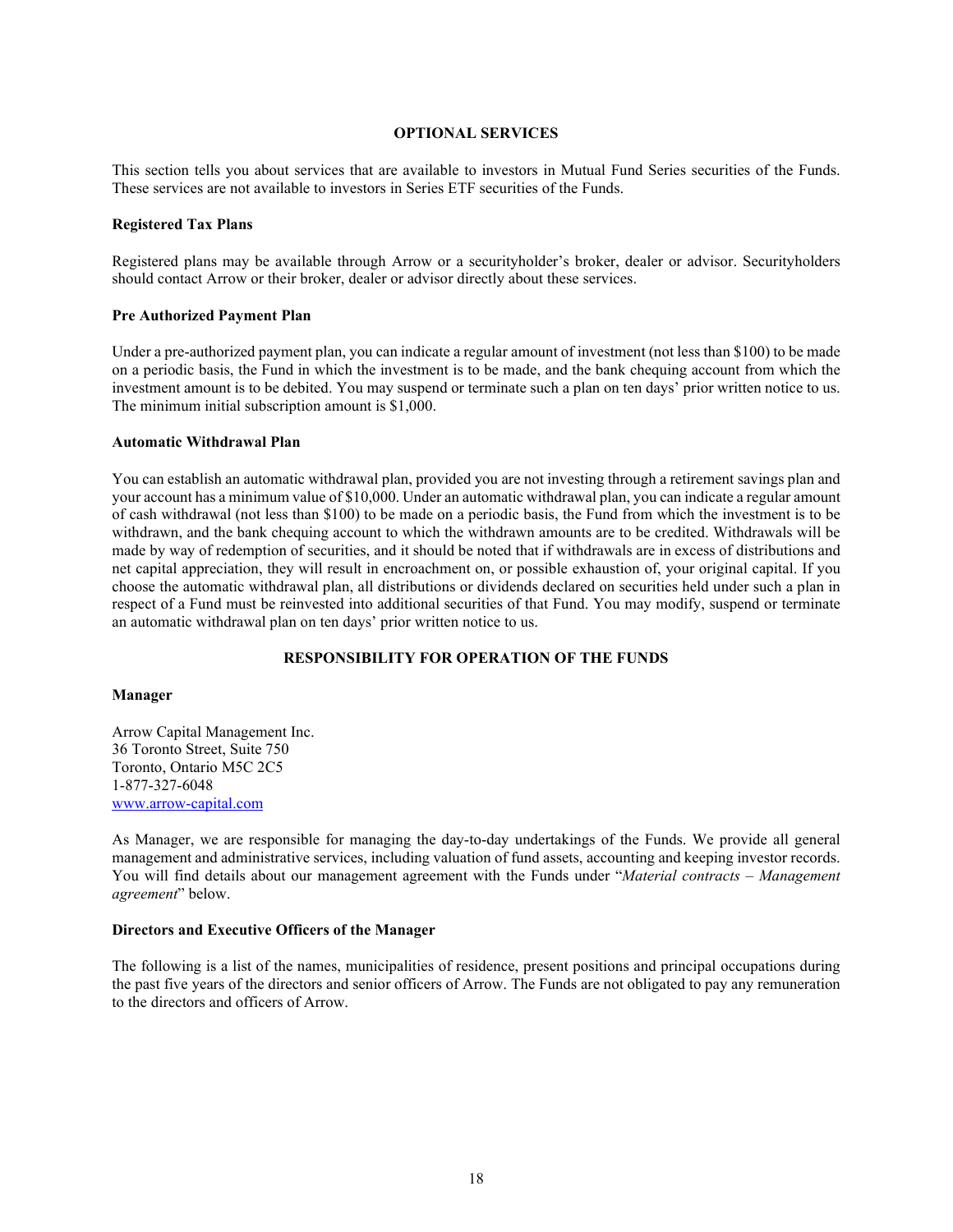## OPTIONAL SERVICES

This section tells you about services that are available to investors in Mutual Fund Series securities of the Funds. These services are not available to investors in Series ETF securities of the Funds.

### Registered Tax Plans

Registered plans may be available through Arrow or a securityholder's broker, dealer or advisor. Securityholders should contact Arrow or their broker, dealer or advisor directly about these services.

### Pre Authorized Payment Plan

Under a pre-authorized payment plan, you can indicate a regular amount of investment (not less than $100) to be made on a periodic basis, the Fund in which the investment is to be made, and the bank chequing account from which the investment amount is to be debited. You may suspend or terminate such a plan on ten days' prior written notice to us. The minimum initial subscription amount is $1,000.

### Automatic Withdrawal Plan

You can establish an automatic withdrawal plan, provided you are not investing through a retirement savings plan and your account has a minimum value of $10,000. Under an automatic withdrawal plan, you can indicate a regular amount of cash withdrawal (not less than $100) to be made on a periodic basis, the Fund from which the investment is to be withdrawn, and the bank chequing account to which the withdrawn amounts are to be credited. Withdrawals will be made by way of redemption of securities, and it should be noted that if withdrawals are in excess of distributions and net capital appreciation, they will result in encroachment on, or possible exhaustion of, your original capital. If you choose the automatic withdrawal plan, all distributions or dividends declared on securities held under such a plan in respect of a Fund must be reinvested into additional securities of that Fund. You may modify, suspend or terminate an automatic withdrawal plan on ten days' prior written notice to us.

## RESPONSIBILITY FOR OPERATION OF THE FUNDS

### Manager

Arrow Capital Management Inc.
36 Toronto Street, Suite 750
Toronto, Ontario M5C 2C5
1-877-327-6048
www.arrow-capital.com

As Manager, we are responsible for managing the day-to-day undertakings of the Funds. We provide all general management and administrative services, including valuation of fund assets, accounting and keeping investor records. You will find details about our management agreement with the Funds under "*Material contracts – Management agreement*" below.

### Directors and Executive Officers of the Manager

The following is a list of the names, municipalities of residence, present positions and principal occupations during the past five years of the directors and senior officers of Arrow. The Funds are not obligated to pay any remuneration to the directors and officers of Arrow.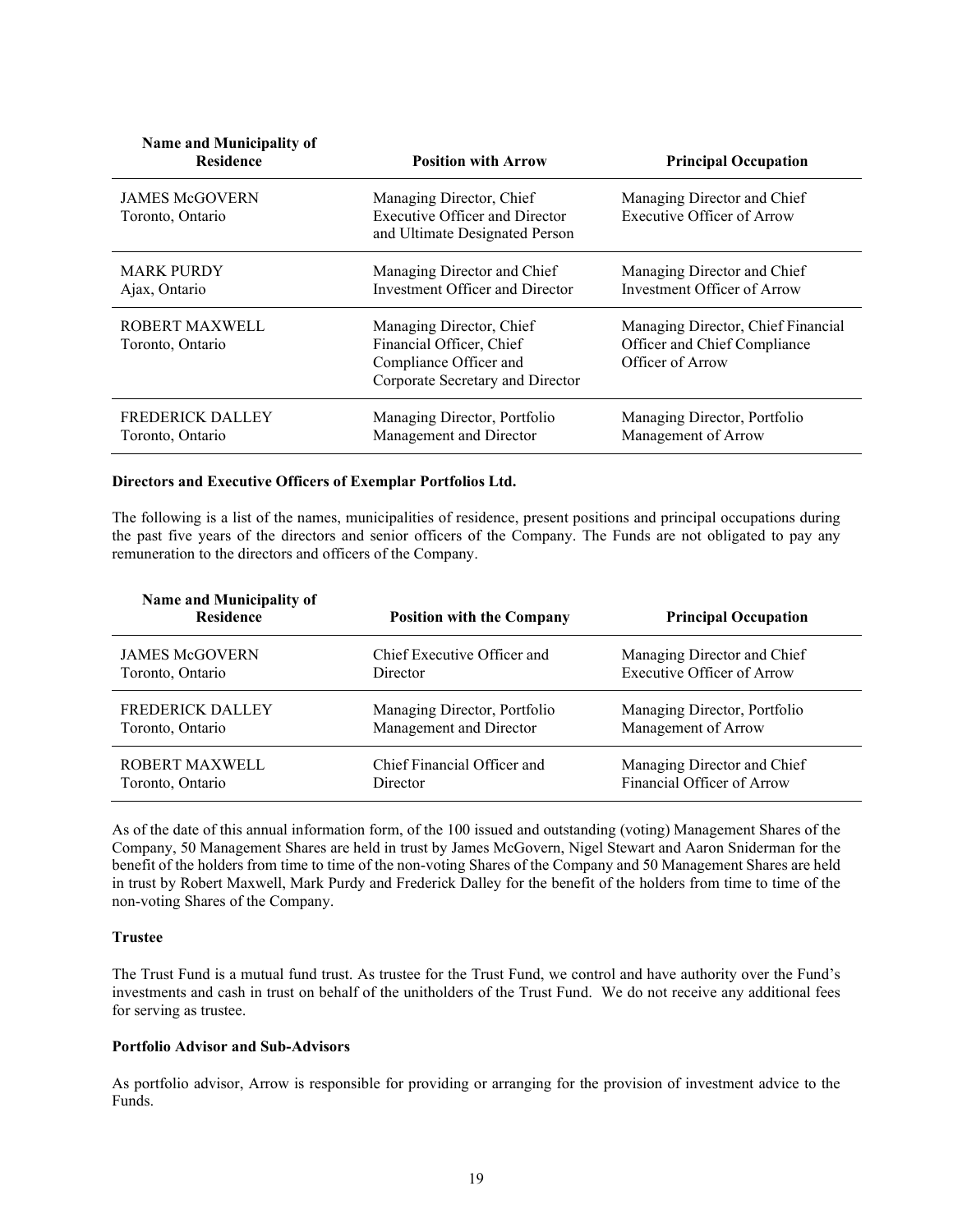| Name and Municipality of Residence | Position with Arrow | Principal Occupation |
|---|---|---|
| JAMES McGOVERN<br>Toronto, Ontario | Managing Director, Chief Executive Officer and Director and Ultimate Designated Person | Managing Director and Chief Executive Officer of Arrow |
| MARK PURDY<br>Ajax, Ontario | Managing Director and Chief Investment Officer and Director | Managing Director and Chief Investment Officer of Arrow |
| ROBERT MAXWELL<br>Toronto, Ontario | Managing Director, Chief Financial Officer, Chief Compliance Officer and Corporate Secretary and Director | Managing Director, Chief Financial Officer and Chief Compliance Officer of Arrow |
| FREDERICK DALLEY<br>Toronto, Ontario | Managing Director, Portfolio Management and Director | Managing Director, Portfolio Management of Arrow |

**Directors and Executive Officers of Exemplar Portfolios Ltd.**

The following is a list of the names, municipalities of residence, present positions and principal occupations during the past five years of the directors and senior officers of the Company. The Funds are not obligated to pay any remuneration to the directors and officers of the Company.

| Name and Municipality of Residence | Position with the Company | Principal Occupation |
|---|---|---|
| JAMES McGOVERN<br>Toronto, Ontario | Chief Executive Officer and Director | Managing Director and Chief Executive Officer of Arrow |
| FREDERICK DALLEY<br>Toronto, Ontario | Managing Director, Portfolio Management and Director | Managing Director, Portfolio Management of Arrow |
| ROBERT MAXWELL<br>Toronto, Ontario | Chief Financial Officer and Director | Managing Director and Chief Financial Officer of Arrow |

As of the date of this annual information form, of the 100 issued and outstanding (voting) Management Shares of the Company, 50 Management Shares are held in trust by James McGovern, Nigel Stewart and Aaron Sniderman for the benefit of the holders from time to time of the non-voting Shares of the Company and 50 Management Shares are held in trust by Robert Maxwell, Mark Purdy and Frederick Dalley for the benefit of the holders from time to time of the non-voting Shares of the Company.

**Trustee**

The Trust Fund is a mutual fund trust. As trustee for the Trust Fund, we control and have authority over the Fund's investments and cash in trust on behalf of the unitholders of the Trust Fund. We do not receive any additional fees for serving as trustee.

**Portfolio Advisor and Sub-Advisors**

As portfolio advisor, Arrow is responsible for providing or arranging for the provision of investment advice to the Funds.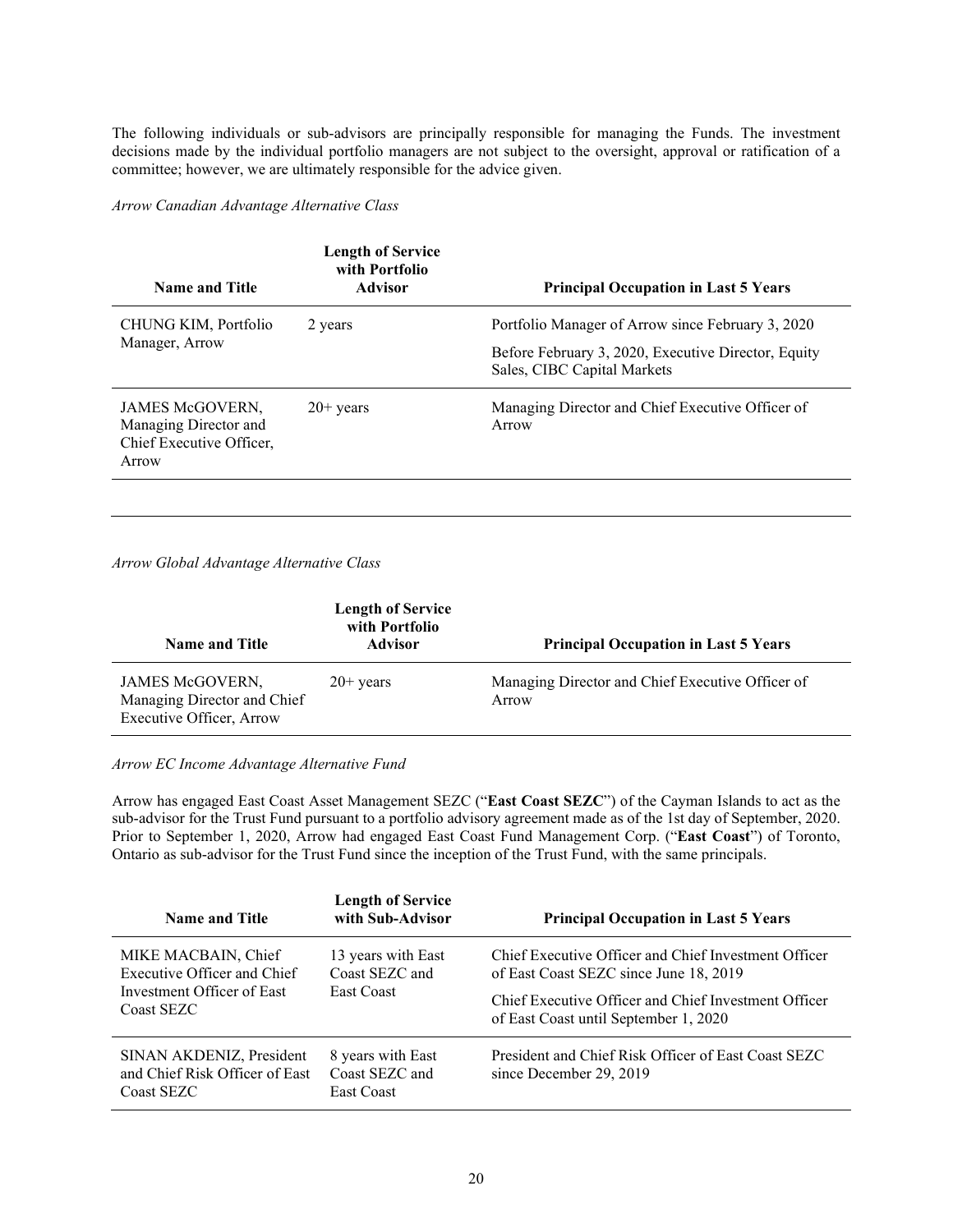The following individuals or sub-advisors are principally responsible for managing the Funds. The investment decisions made by the individual portfolio managers are not subject to the oversight, approval or ratification of a committee; however, we are ultimately responsible for the advice given.

*Arrow Canadian Advantage Alternative Class*

| Name and Title | Length of Service with Portfolio Advisor | Principal Occupation in Last 5 Years |
|---|---|---|
| CHUNG KIM, Portfolio Manager, Arrow | 2 years | Portfolio Manager of Arrow since February 3, 2020<br><br>Before February 3, 2020, Executive Director, Equity Sales, CIBC Capital Markets |
| JAMES McGOVERN, Managing Director and Chief Executive Officer, Arrow | 20+ years | Managing Director and Chief Executive Officer of Arrow |

*Arrow Global Advantage Alternative Class*

| Name and Title | Length of Service with Portfolio Advisor | Principal Occupation in Last 5 Years |
|---|---|---|
| JAMES McGOVERN, Managing Director and Chief Executive Officer, Arrow | 20+ years | Managing Director and Chief Executive Officer of Arrow |

*Arrow EC Income Advantage Alternative Fund*

Arrow has engaged East Coast Asset Management SEZC ("**East Coast SEZC**") of the Cayman Islands to act as the sub-advisor for the Trust Fund pursuant to a portfolio advisory agreement made as of the 1st day of September, 2020. Prior to September 1, 2020, Arrow had engaged East Coast Fund Management Corp. ("**East Coast**") of Toronto, Ontario as sub-advisor for the Trust Fund since the inception of the Trust Fund, with the same principals.

| Name and Title | Length of Service with Sub-Advisor | Principal Occupation in Last 5 Years |
|---|---|---|
| MIKE MACBAIN, Chief Executive Officer and Chief Investment Officer of East Coast SEZC | 13 years with East Coast SEZC and East Coast | Chief Executive Officer and Chief Investment Officer of East Coast SEZC since June 18, 2019<br><br>Chief Executive Officer and Chief Investment Officer of East Coast until September 1, 2020 |
| SINAN AKDENIZ, President and Chief Risk Officer of East Coast SEZC | 8 years with East Coast SEZC and East Coast | President and Chief Risk Officer of East Coast SEZC since December 29, 2019 |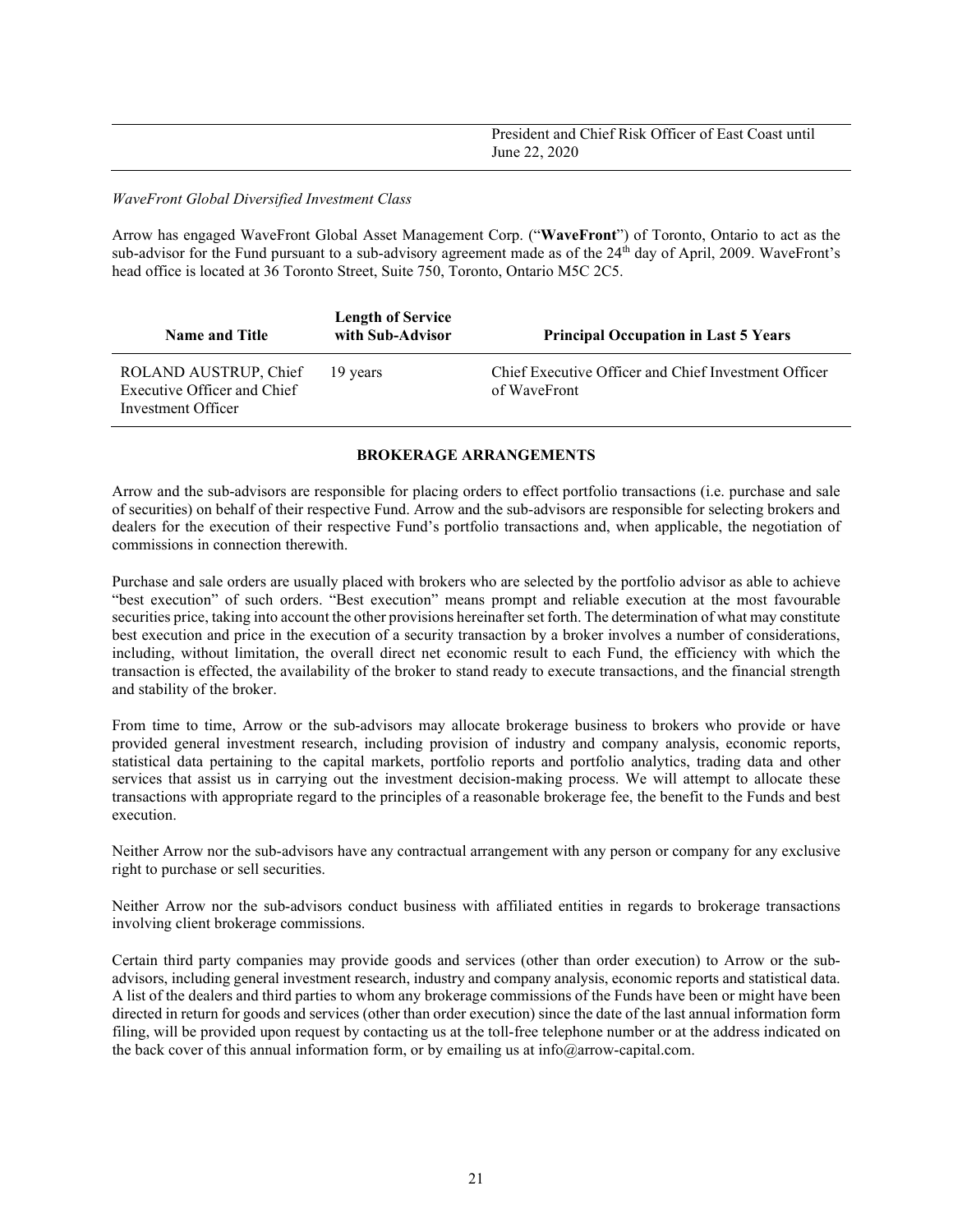| | | President and Chief Risk Officer of East Coast until June 22, 2020 |
|---|---|---|

*WaveFront Global Diversified Investment Class*

Arrow has engaged WaveFront Global Asset Management Corp. ("**WaveFront**") of Toronto, Ontario to act as the sub-advisor for the Fund pursuant to a sub-advisory agreement made as of the 24th day of April, 2009. WaveFront's head office is located at 36 Toronto Street, Suite 750, Toronto, Ontario M5C 2C5.

| Name and Title | Length of Service with Sub-Advisor | Principal Occupation in Last 5 Years |
|---|---|---|
| ROLAND AUSTRUP, Chief Executive Officer and Chief Investment Officer | 19 years | Chief Executive Officer and Chief Investment Officer of WaveFront |

## BROKERAGE ARRANGEMENTS

Arrow and the sub-advisors are responsible for placing orders to effect portfolio transactions (i.e. purchase and sale of securities) on behalf of their respective Fund. Arrow and the sub-advisors are responsible for selecting brokers and dealers for the execution of their respective Fund's portfolio transactions and, when applicable, the negotiation of commissions in connection therewith.

Purchase and sale orders are usually placed with brokers who are selected by the portfolio advisor as able to achieve "best execution" of such orders. "Best execution" means prompt and reliable execution at the most favourable securities price, taking into account the other provisions hereinafter set forth. The determination of what may constitute best execution and price in the execution of a security transaction by a broker involves a number of considerations, including, without limitation, the overall direct net economic result to each Fund, the efficiency with which the transaction is effected, the availability of the broker to stand ready to execute transactions, and the financial strength and stability of the broker.

From time to time, Arrow or the sub-advisors may allocate brokerage business to brokers who provide or have provided general investment research, including provision of industry and company analysis, economic reports, statistical data pertaining to the capital markets, portfolio reports and portfolio analytics, trading data and other services that assist us in carrying out the investment decision-making process. We will attempt to allocate these transactions with appropriate regard to the principles of a reasonable brokerage fee, the benefit to the Funds and best execution.

Neither Arrow nor the sub-advisors have any contractual arrangement with any person or company for any exclusive right to purchase or sell securities.

Neither Arrow nor the sub-advisors conduct business with affiliated entities in regards to brokerage transactions involving client brokerage commissions.

Certain third party companies may provide goods and services (other than order execution) to Arrow or the sub-advisors, including general investment research, industry and company analysis, economic reports and statistical data. A list of the dealers and third parties to whom any brokerage commissions of the Funds have been or might have been directed in return for goods and services (other than order execution) since the date of the last annual information form filing, will be provided upon request by contacting us at the toll-free telephone number or at the address indicated on the back cover of this annual information form, or by emailing us at info@arrow-capital.com.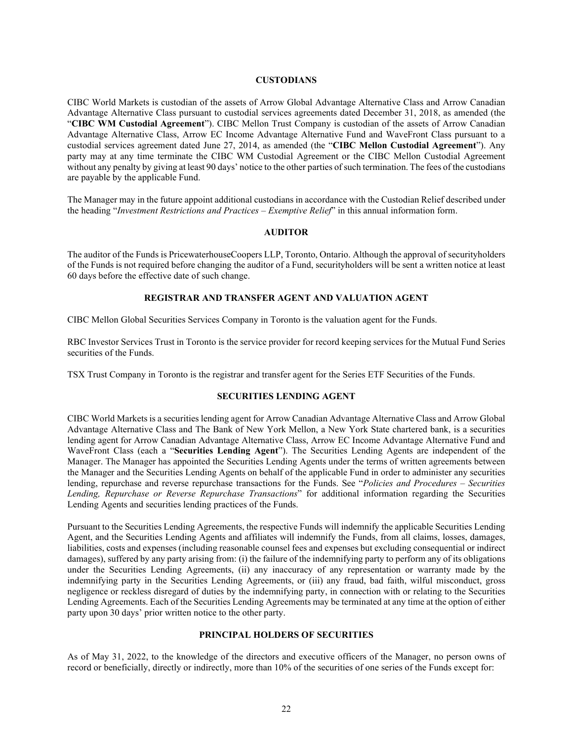## CUSTODIANS

CIBC World Markets is custodian of the assets of Arrow Global Advantage Alternative Class and Arrow Canadian Advantage Alternative Class pursuant to custodial services agreements dated December 31, 2018, as amended (the "**CIBC WM Custodial Agreement**"). CIBC Mellon Trust Company is custodian of the assets of Arrow Canadian Advantage Alternative Class, Arrow EC Income Advantage Alternative Fund and WaveFront Class pursuant to a custodial services agreement dated June 27, 2014, as amended (the "**CIBC Mellon Custodial Agreement**"). Any party may at any time terminate the CIBC WM Custodial Agreement or the CIBC Mellon Custodial Agreement without any penalty by giving at least 90 days' notice to the other parties of such termination. The fees of the custodians are payable by the applicable Fund.

The Manager may in the future appoint additional custodians in accordance with the Custodian Relief described under the heading "*Investment Restrictions and Practices – Exemptive Relief*" in this annual information form.

## AUDITOR

The auditor of the Funds is PricewaterhouseCoopers LLP, Toronto, Ontario. Although the approval of securityholders of the Funds is not required before changing the auditor of a Fund, securityholders will be sent a written notice at least 60 days before the effective date of such change.

## REGISTRAR AND TRANSFER AGENT AND VALUATION AGENT

CIBC Mellon Global Securities Services Company in Toronto is the valuation agent for the Funds.

RBC Investor Services Trust in Toronto is the service provider for record keeping services for the Mutual Fund Series securities of the Funds.

TSX Trust Company in Toronto is the registrar and transfer agent for the Series ETF Securities of the Funds.

## SECURITIES LENDING AGENT

CIBC World Markets is a securities lending agent for Arrow Canadian Advantage Alternative Class and Arrow Global Advantage Alternative Class and The Bank of New York Mellon, a New York State chartered bank, is a securities lending agent for Arrow Canadian Advantage Alternative Class, Arrow EC Income Advantage Alternative Fund and WaveFront Class (each a "**Securities Lending Agent**"). The Securities Lending Agents are independent of the Manager. The Manager has appointed the Securities Lending Agents under the terms of written agreements between the Manager and the Securities Lending Agents on behalf of the applicable Fund in order to administer any securities lending, repurchase and reverse repurchase transactions for the Funds. See "*Policies and Procedures – Securities Lending, Repurchase or Reverse Repurchase Transactions*" for additional information regarding the Securities Lending Agents and securities lending practices of the Funds.

Pursuant to the Securities Lending Agreements, the respective Funds will indemnify the applicable Securities Lending Agent, and the Securities Lending Agents and affiliates will indemnify the Funds, from all claims, losses, damages, liabilities, costs and expenses (including reasonable counsel fees and expenses but excluding consequential or indirect damages), suffered by any party arising from: (i) the failure of the indemnifying party to perform any of its obligations under the Securities Lending Agreements, (ii) any inaccuracy of any representation or warranty made by the indemnifying party in the Securities Lending Agreements, or (iii) any fraud, bad faith, wilful misconduct, gross negligence or reckless disregard of duties by the indemnifying party, in connection with or relating to the Securities Lending Agreements. Each of the Securities Lending Agreements may be terminated at any time at the option of either party upon 30 days' prior written notice to the other party.

## PRINCIPAL HOLDERS OF SECURITIES

As of May 31, 2022, to the knowledge of the directors and executive officers of the Manager, no person owns of record or beneficially, directly or indirectly, more than 10% of the securities of one series of the Funds except for: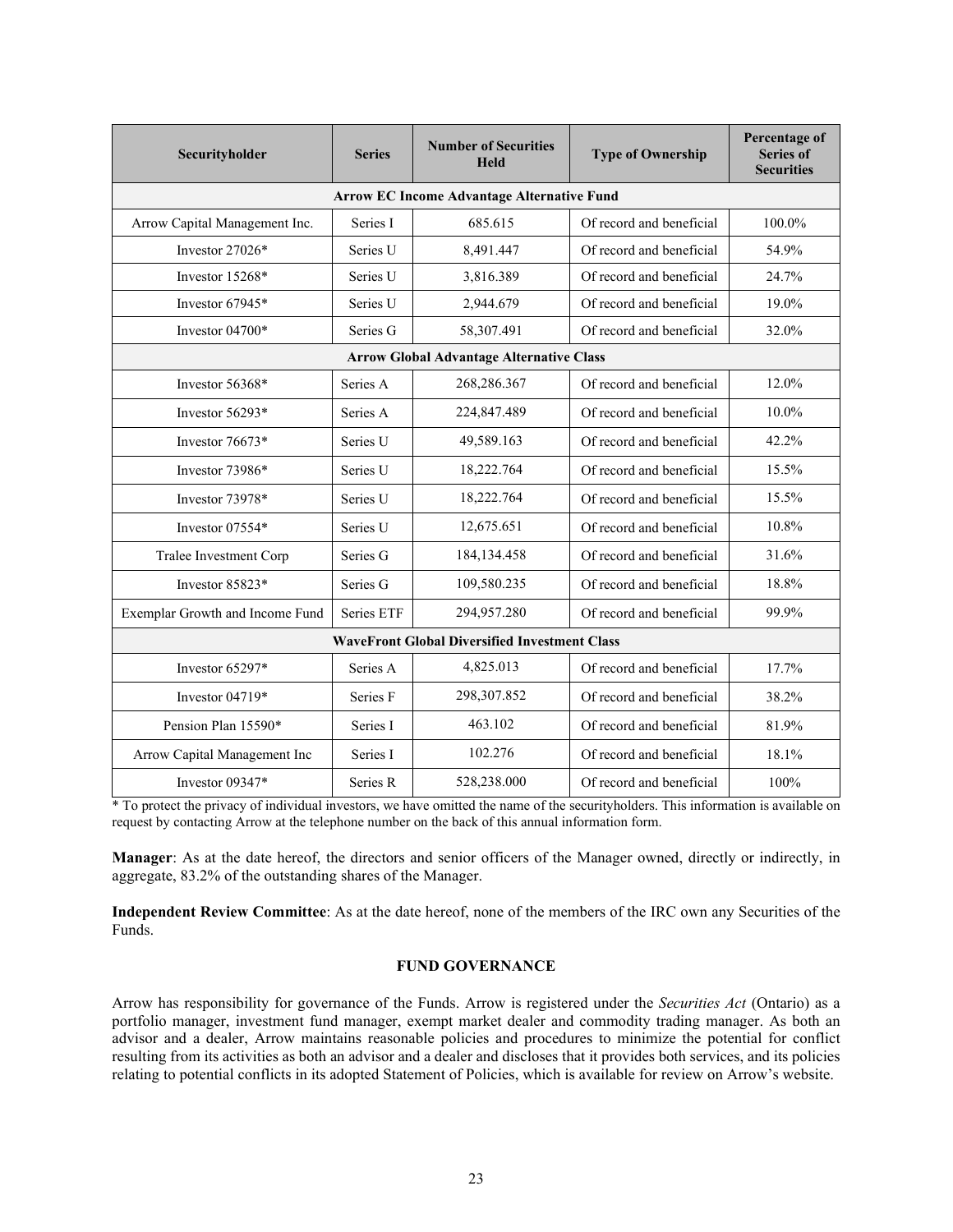| Securityholder | Series | Number of Securities Held | Type of Ownership | Percentage of Series of Securities |
|---|---|---|---|---|
| **Arrow EC Income Advantage Alternative Fund** | | | | |
| Arrow Capital Management Inc. | Series I | 685.615 | Of record and beneficial | 100.0% |
| Investor 27026* | Series U | 8,491.447 | Of record and beneficial | 54.9% |
| Investor 15268* | Series U | 3,816.389 | Of record and beneficial | 24.7% |
| Investor 67945* | Series U | 2,944.679 | Of record and beneficial | 19.0% |
| Investor 04700* | Series G | 58,307.491 | Of record and beneficial | 32.0% |
| **Arrow Global Advantage Alternative Class** | | | | |
| Investor 56368* | Series A | 268,286.367 | Of record and beneficial | 12.0% |
| Investor 56293* | Series A | 224,847.489 | Of record and beneficial | 10.0% |
| Investor 76673* | Series U | 49,589.163 | Of record and beneficial | 42.2% |
| Investor 73986* | Series U | 18,222.764 | Of record and beneficial | 15.5% |
| Investor 73978* | Series U | 18,222.764 | Of record and beneficial | 15.5% |
| Investor 07554* | Series U | 12,675.651 | Of record and beneficial | 10.8% |
| Tralee Investment Corp | Series G | 184,134.458 | Of record and beneficial | 31.6% |
| Investor 85823* | Series G | 109,580.235 | Of record and beneficial | 18.8% |
| Exemplar Growth and Income Fund | Series ETF | 294,957.280 | Of record and beneficial | 99.9% |
| **WaveFront Global Diversified Investment Class** | | | | |
| Investor 65297* | Series A | 4,825.013 | Of record and beneficial | 17.7% |
| Investor 04719* | Series F | 298,307.852 | Of record and beneficial | 38.2% |
| Pension Plan 15590* | Series I | 463.102 | Of record and beneficial | 81.9% |
| Arrow Capital Management Inc | Series I | 102.276 | Of record and beneficial | 18.1% |
| Investor 09347* | Series R | 528,238.000 | Of record and beneficial | 100% |

* To protect the privacy of individual investors, we have omitted the name of the securityholders. This information is available on request by contacting Arrow at the telephone number on the back of this annual information form.

**Manager**: As at the date hereof, the directors and senior officers of the Manager owned, directly or indirectly, in aggregate, 83.2% of the outstanding shares of the Manager.

**Independent Review Committee**: As at the date hereof, none of the members of the IRC own any Securities of the Funds.

## FUND GOVERNANCE

Arrow has responsibility for governance of the Funds. Arrow is registered under the *Securities Act* (Ontario) as a portfolio manager, investment fund manager, exempt market dealer and commodity trading manager. As both an advisor and a dealer, Arrow maintains reasonable policies and procedures to minimize the potential for conflict resulting from its activities as both an advisor and a dealer and discloses that it provides both services, and its policies relating to potential conflicts in its adopted Statement of Policies, which is available for review on Arrow's website.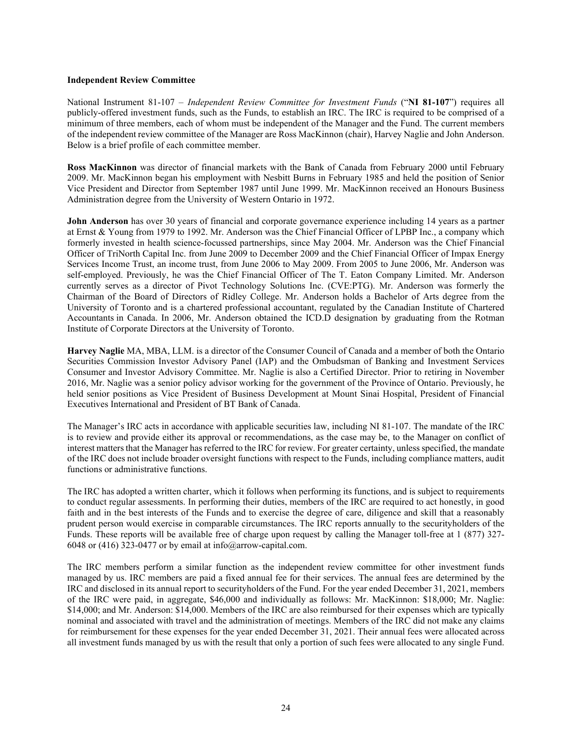**Independent Review Committee**

National Instrument 81-107 – *Independent Review Committee for Investment Funds* ("**NI 81-107**") requires all publicly-offered investment funds, such as the Funds, to establish an IRC. The IRC is required to be comprised of a minimum of three members, each of whom must be independent of the Manager and the Fund. The current members of the independent review committee of the Manager are Ross MacKinnon (chair), Harvey Naglie and John Anderson. Below is a brief profile of each committee member.

**Ross MacKinnon** was director of financial markets with the Bank of Canada from February 2000 until February 2009. Mr. MacKinnon began his employment with Nesbitt Burns in February 1985 and held the position of Senior Vice President and Director from September 1987 until June 1999. Mr. MacKinnon received an Honours Business Administration degree from the University of Western Ontario in 1972.

**John Anderson** has over 30 years of financial and corporate governance experience including 14 years as a partner at Ernst & Young from 1979 to 1992. Mr. Anderson was the Chief Financial Officer of LPBP Inc., a company which formerly invested in health science-focussed partnerships, since May 2004. Mr. Anderson was the Chief Financial Officer of TriNorth Capital Inc. from June 2009 to December 2009 and the Chief Financial Officer of Impax Energy Services Income Trust, an income trust, from June 2006 to May 2009. From 2005 to June 2006, Mr. Anderson was self-employed. Previously, he was the Chief Financial Officer of The T. Eaton Company Limited. Mr. Anderson currently serves as a director of Pivot Technology Solutions Inc. (CVE:PTG). Mr. Anderson was formerly the Chairman of the Board of Directors of Ridley College. Mr. Anderson holds a Bachelor of Arts degree from the University of Toronto and is a chartered professional accountant, regulated by the Canadian Institute of Chartered Accountants in Canada. In 2006, Mr. Anderson obtained the ICD.D designation by graduating from the Rotman Institute of Corporate Directors at the University of Toronto.

**Harvey Naglie** MA, MBA, LLM. is a director of the Consumer Council of Canada and a member of both the Ontario Securities Commission Investor Advisory Panel (IAP) and the Ombudsman of Banking and Investment Services Consumer and Investor Advisory Committee. Mr. Naglie is also a Certified Director. Prior to retiring in November 2016, Mr. Naglie was a senior policy advisor working for the government of the Province of Ontario. Previously, he held senior positions as Vice President of Business Development at Mount Sinai Hospital, President of Financial Executives International and President of BT Bank of Canada.

The Manager's IRC acts in accordance with applicable securities law, including NI 81-107. The mandate of the IRC is to review and provide either its approval or recommendations, as the case may be, to the Manager on conflict of interest matters that the Manager has referred to the IRC for review. For greater certainty, unless specified, the mandate of the IRC does not include broader oversight functions with respect to the Funds, including compliance matters, audit functions or administrative functions.

The IRC has adopted a written charter, which it follows when performing its functions, and is subject to requirements to conduct regular assessments. In performing their duties, members of the IRC are required to act honestly, in good faith and in the best interests of the Funds and to exercise the degree of care, diligence and skill that a reasonably prudent person would exercise in comparable circumstances. The IRC reports annually to the securityholders of the Funds. These reports will be available free of charge upon request by calling the Manager toll-free at 1 (877) 327-6048 or (416) 323-0477 or by email at info@arrow-capital.com.

The IRC members perform a similar function as the independent review committee for other investment funds managed by us. IRC members are paid a fixed annual fee for their services. The annual fees are determined by the IRC and disclosed in its annual report to securityholders of the Fund. For the year ended December 31, 2021, members of the IRC were paid, in aggregate, $46,000 and individually as follows: Mr. MacKinnon: $18,000; Mr. Naglie: $14,000; and Mr. Anderson: $14,000. Members of the IRC are also reimbursed for their expenses which are typically nominal and associated with travel and the administration of meetings. Members of the IRC did not make any claims for reimbursement for these expenses for the year ended December 31, 2021. Their annual fees were allocated across all investment funds managed by us with the result that only a portion of such fees were allocated to any single Fund.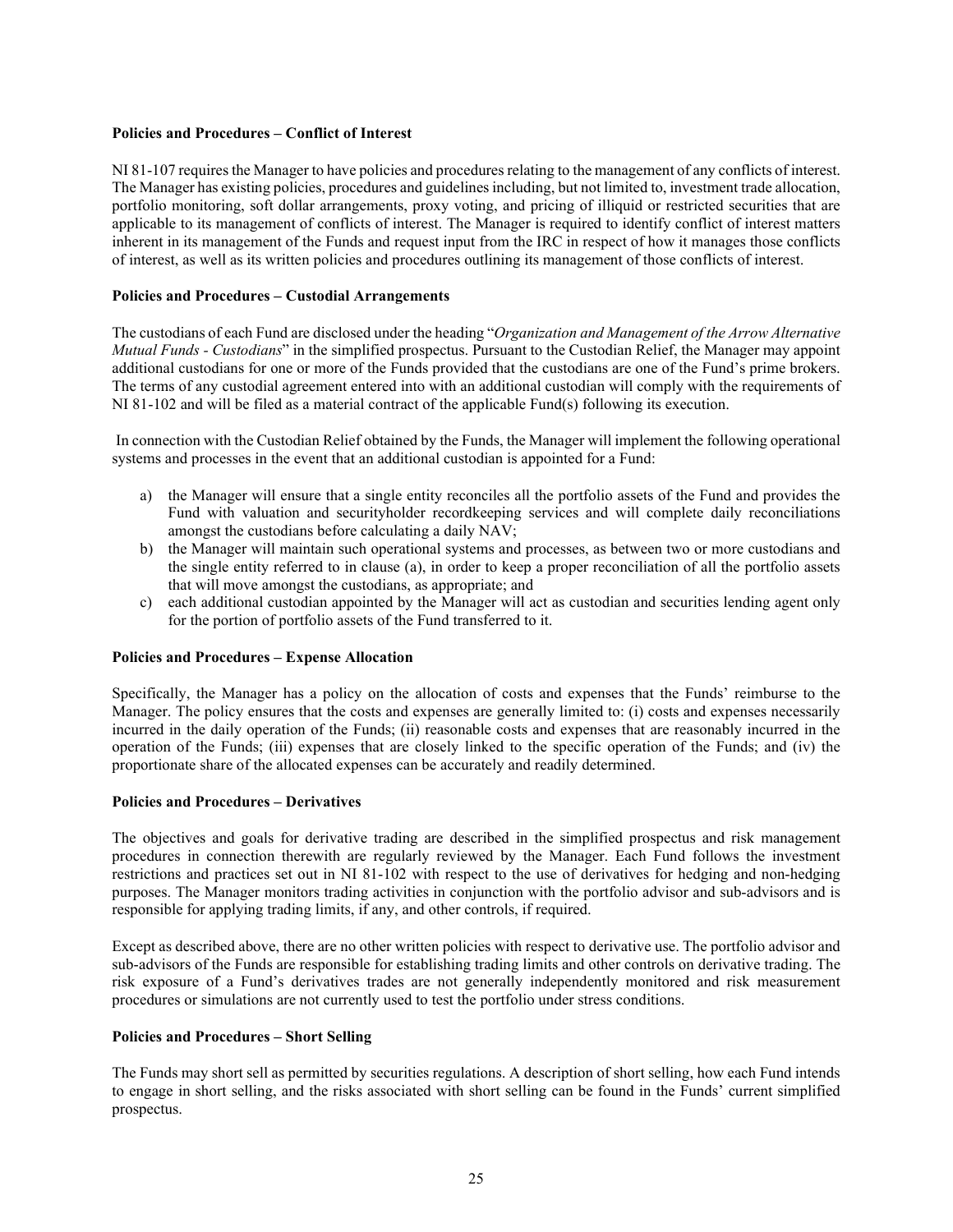**Policies and Procedures – Conflict of Interest**

NI 81-107 requires the Manager to have policies and procedures relating to the management of any conflicts of interest. The Manager has existing policies, procedures and guidelines including, but not limited to, investment trade allocation, portfolio monitoring, soft dollar arrangements, proxy voting, and pricing of illiquid or restricted securities that are applicable to its management of conflicts of interest. The Manager is required to identify conflict of interest matters inherent in its management of the Funds and request input from the IRC in respect of how it manages those conflicts of interest, as well as its written policies and procedures outlining its management of those conflicts of interest.

**Policies and Procedures – Custodial Arrangements**

The custodians of each Fund are disclosed under the heading "*Organization and Management of the Arrow Alternative Mutual Funds - Custodians*" in the simplified prospectus. Pursuant to the Custodian Relief, the Manager may appoint additional custodians for one or more of the Funds provided that the custodians are one of the Fund's prime brokers. The terms of any custodial agreement entered into with an additional custodian will comply with the requirements of NI 81-102 and will be filed as a material contract of the applicable Fund(s) following its execution.

In connection with the Custodian Relief obtained by the Funds, the Manager will implement the following operational systems and processes in the event that an additional custodian is appointed for a Fund:

a) the Manager will ensure that a single entity reconciles all the portfolio assets of the Fund and provides the Fund with valuation and securityholder recordkeeping services and will complete daily reconciliations amongst the custodians before calculating a daily NAV;
b) the Manager will maintain such operational systems and processes, as between two or more custodians and the single entity referred to in clause (a), in order to keep a proper reconciliation of all the portfolio assets that will move amongst the custodians, as appropriate; and
c) each additional custodian appointed by the Manager will act as custodian and securities lending agent only for the portion of portfolio assets of the Fund transferred to it.

**Policies and Procedures – Expense Allocation**

Specifically, the Manager has a policy on the allocation of costs and expenses that the Funds' reimburse to the Manager. The policy ensures that the costs and expenses are generally limited to: (i) costs and expenses necessarily incurred in the daily operation of the Funds; (ii) reasonable costs and expenses that are reasonably incurred in the operation of the Funds; (iii) expenses that are closely linked to the specific operation of the Funds; and (iv) the proportionate share of the allocated expenses can be accurately and readily determined.

**Policies and Procedures – Derivatives**

The objectives and goals for derivative trading are described in the simplified prospectus and risk management procedures in connection therewith are regularly reviewed by the Manager. Each Fund follows the investment restrictions and practices set out in NI 81-102 with respect to the use of derivatives for hedging and non-hedging purposes. The Manager monitors trading activities in conjunction with the portfolio advisor and sub-advisors and is responsible for applying trading limits, if any, and other controls, if required.

Except as described above, there are no other written policies with respect to derivative use. The portfolio advisor and sub-advisors of the Funds are responsible for establishing trading limits and other controls on derivative trading. The risk exposure of a Fund's derivatives trades are not generally independently monitored and risk measurement procedures or simulations are not currently used to test the portfolio under stress conditions.

**Policies and Procedures – Short Selling**

The Funds may short sell as permitted by securities regulations. A description of short selling, how each Fund intends to engage in short selling, and the risks associated with short selling can be found in the Funds' current simplified prospectus.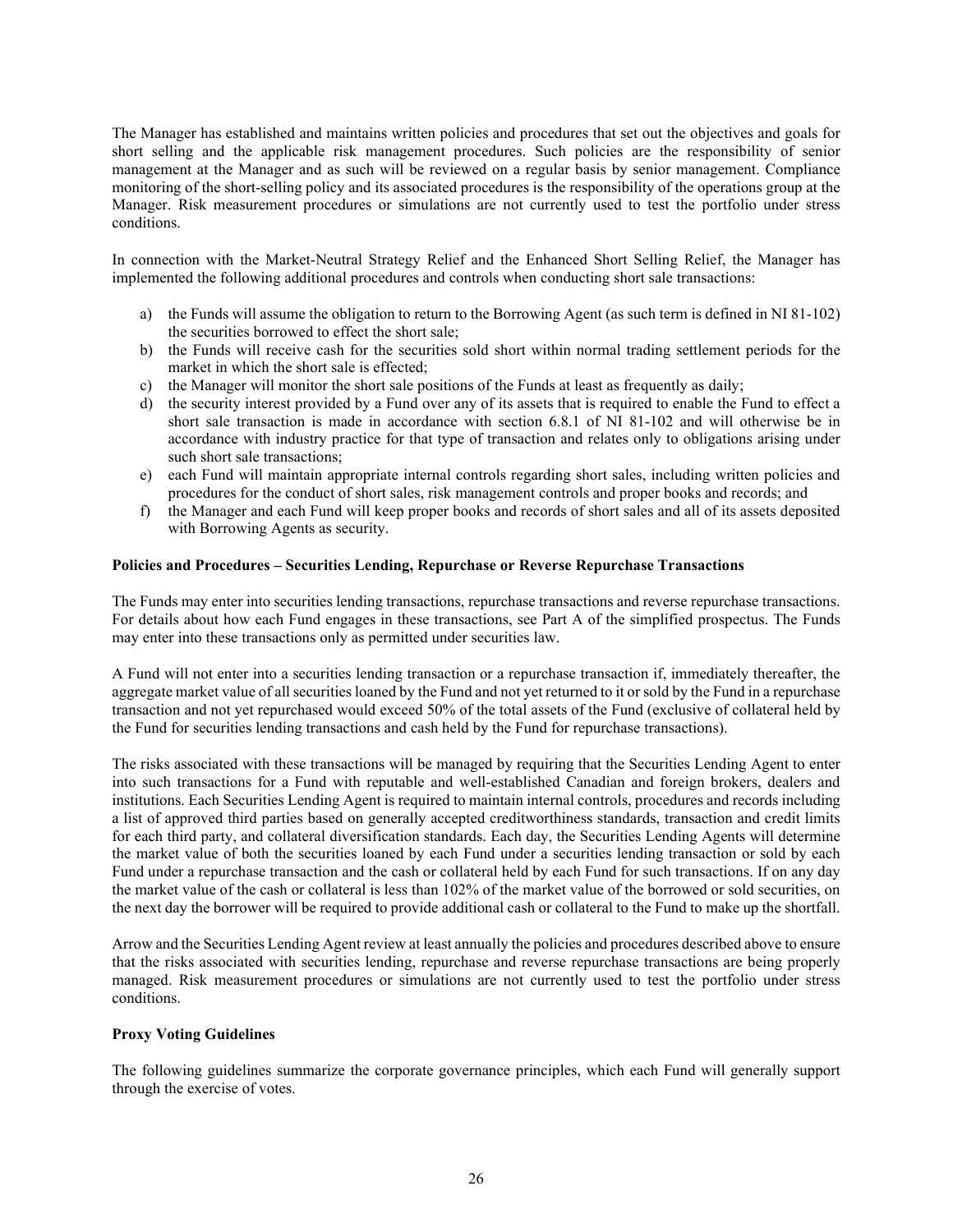The Manager has established and maintains written policies and procedures that set out the objectives and goals for short selling and the applicable risk management procedures. Such policies are the responsibility of senior management at the Manager and as such will be reviewed on a regular basis by senior management. Compliance monitoring of the short-selling policy and its associated procedures is the responsibility of the operations group at the Manager. Risk measurement procedures or simulations are not currently used to test the portfolio under stress conditions.

In connection with the Market-Neutral Strategy Relief and the Enhanced Short Selling Relief, the Manager has implemented the following additional procedures and controls when conducting short sale transactions:

a) the Funds will assume the obligation to return to the Borrowing Agent (as such term is defined in NI 81-102) the securities borrowed to effect the short sale;
b) the Funds will receive cash for the securities sold short within normal trading settlement periods for the market in which the short sale is effected;
c) the Manager will monitor the short sale positions of the Funds at least as frequently as daily;
d) the security interest provided by a Fund over any of its assets that is required to enable the Fund to effect a short sale transaction is made in accordance with section 6.8.1 of NI 81-102 and will otherwise be in accordance with industry practice for that type of transaction and relates only to obligations arising under such short sale transactions;
e) each Fund will maintain appropriate internal controls regarding short sales, including written policies and procedures for the conduct of short sales, risk management controls and proper books and records; and
f) the Manager and each Fund will keep proper books and records of short sales and all of its assets deposited with Borrowing Agents as security.

**Policies and Procedures – Securities Lending, Repurchase or Reverse Repurchase Transactions**

The Funds may enter into securities lending transactions, repurchase transactions and reverse repurchase transactions. For details about how each Fund engages in these transactions, see Part A of the simplified prospectus. The Funds may enter into these transactions only as permitted under securities law.

A Fund will not enter into a securities lending transaction or a repurchase transaction if, immediately thereafter, the aggregate market value of all securities loaned by the Fund and not yet returned to it or sold by the Fund in a repurchase transaction and not yet repurchased would exceed 50% of the total assets of the Fund (exclusive of collateral held by the Fund for securities lending transactions and cash held by the Fund for repurchase transactions).

The risks associated with these transactions will be managed by requiring that the Securities Lending Agent to enter into such transactions for a Fund with reputable and well-established Canadian and foreign brokers, dealers and institutions. Each Securities Lending Agent is required to maintain internal controls, procedures and records including a list of approved third parties based on generally accepted creditworthiness standards, transaction and credit limits for each third party, and collateral diversification standards. Each day, the Securities Lending Agents will determine the market value of both the securities loaned by each Fund under a securities lending transaction or sold by each Fund under a repurchase transaction and the cash or collateral held by each Fund for such transactions. If on any day the market value of the cash or collateral is less than 102% of the market value of the borrowed or sold securities, on the next day the borrower will be required to provide additional cash or collateral to the Fund to make up the shortfall.

Arrow and the Securities Lending Agent review at least annually the policies and procedures described above to ensure that the risks associated with securities lending, repurchase and reverse repurchase transactions are being properly managed. Risk measurement procedures or simulations are not currently used to test the portfolio under stress conditions.

**Proxy Voting Guidelines**

The following guidelines summarize the corporate governance principles, which each Fund will generally support through the exercise of votes.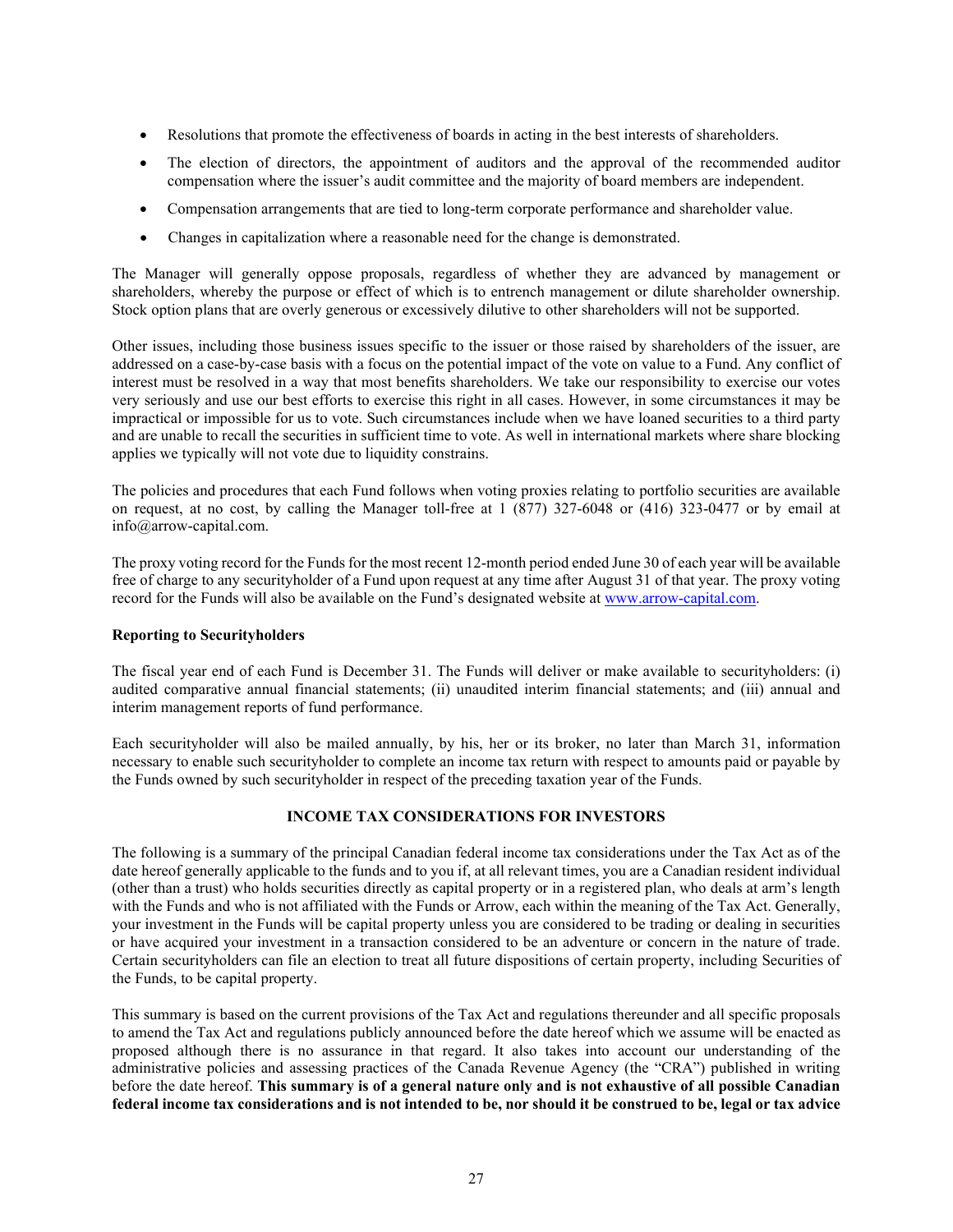- Resolutions that promote the effectiveness of boards in acting in the best interests of shareholders.
- The election of directors, the appointment of auditors and the approval of the recommended auditor compensation where the issuer's audit committee and the majority of board members are independent.
- Compensation arrangements that are tied to long-term corporate performance and shareholder value.
- Changes in capitalization where a reasonable need for the change is demonstrated.

The Manager will generally oppose proposals, regardless of whether they are advanced by management or shareholders, whereby the purpose or effect of which is to entrench management or dilute shareholder ownership. Stock option plans that are overly generous or excessively dilutive to other shareholders will not be supported.

Other issues, including those business issues specific to the issuer or those raised by shareholders of the issuer, are addressed on a case-by-case basis with a focus on the potential impact of the vote on value to a Fund. Any conflict of interest must be resolved in a way that most benefits shareholders. We take our responsibility to exercise our votes very seriously and use our best efforts to exercise this right in all cases. However, in some circumstances it may be impractical or impossible for us to vote. Such circumstances include when we have loaned securities to a third party and are unable to recall the securities in sufficient time to vote. As well in international markets where share blocking applies we typically will not vote due to liquidity constrains.

The policies and procedures that each Fund follows when voting proxies relating to portfolio securities are available on request, at no cost, by calling the Manager toll-free at 1 (877) 327-6048 or (416) 323-0477 or by email at info@arrow-capital.com.

The proxy voting record for the Funds for the most recent 12-month period ended June 30 of each year will be available free of charge to any securityholder of a Fund upon request at any time after August 31 of that year. The proxy voting record for the Funds will also be available on the Fund's designated website at www.arrow-capital.com.

**Reporting to Securityholders**

The fiscal year end of each Fund is December 31. The Funds will deliver or make available to securityholders: (i) audited comparative annual financial statements; (ii) unaudited interim financial statements; and (iii) annual and interim management reports of fund performance.

Each securityholder will also be mailed annually, by his, her or its broker, no later than March 31, information necessary to enable such securityholder to complete an income tax return with respect to amounts paid or payable by the Funds owned by such securityholder in respect of the preceding taxation year of the Funds.

## INCOME TAX CONSIDERATIONS FOR INVESTORS

The following is a summary of the principal Canadian federal income tax considerations under the Tax Act as of the date hereof generally applicable to the funds and to you if, at all relevant times, you are a Canadian resident individual (other than a trust) who holds securities directly as capital property or in a registered plan, who deals at arm's length with the Funds and who is not affiliated with the Funds or Arrow, each within the meaning of the Tax Act. Generally, your investment in the Funds will be capital property unless you are considered to be trading or dealing in securities or have acquired your investment in a transaction considered to be an adventure or concern in the nature of trade. Certain securityholders can file an election to treat all future dispositions of certain property, including Securities of the Funds, to be capital property.

This summary is based on the current provisions of the Tax Act and regulations thereunder and all specific proposals to amend the Tax Act and regulations publicly announced before the date hereof which we assume will be enacted as proposed although there is no assurance in that regard. It also takes into account our understanding of the administrative policies and assessing practices of the Canada Revenue Agency (the "CRA") published in writing before the date hereof. **This summary is of a general nature only and is not exhaustive of all possible Canadian federal income tax considerations and is not intended to be, nor should it be construed to be, legal or tax advice**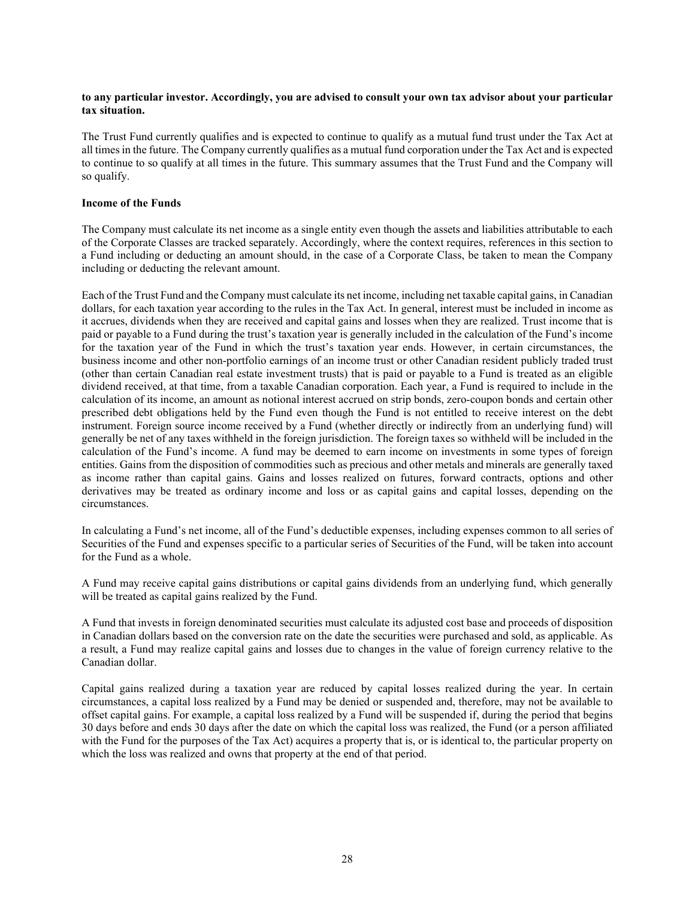**to any particular investor. Accordingly, you are advised to consult your own tax advisor about your particular tax situation.**

The Trust Fund currently qualifies and is expected to continue to qualify as a mutual fund trust under the Tax Act at all times in the future. The Company currently qualifies as a mutual fund corporation under the Tax Act and is expected to continue to so qualify at all times in the future. This summary assumes that the Trust Fund and the Company will so qualify.

**Income of the Funds**

The Company must calculate its net income as a single entity even though the assets and liabilities attributable to each of the Corporate Classes are tracked separately. Accordingly, where the context requires, references in this section to a Fund including or deducting an amount should, in the case of a Corporate Class, be taken to mean the Company including or deducting the relevant amount.

Each of the Trust Fund and the Company must calculate its net income, including net taxable capital gains, in Canadian dollars, for each taxation year according to the rules in the Tax Act. In general, interest must be included in income as it accrues, dividends when they are received and capital gains and losses when they are realized. Trust income that is paid or payable to a Fund during the trust's taxation year is generally included in the calculation of the Fund's income for the taxation year of the Fund in which the trust's taxation year ends. However, in certain circumstances, the business income and other non-portfolio earnings of an income trust or other Canadian resident publicly traded trust (other than certain Canadian real estate investment trusts) that is paid or payable to a Fund is treated as an eligible dividend received, at that time, from a taxable Canadian corporation. Each year, a Fund is required to include in the calculation of its income, an amount as notional interest accrued on strip bonds, zero-coupon bonds and certain other prescribed debt obligations held by the Fund even though the Fund is not entitled to receive interest on the debt instrument. Foreign source income received by a Fund (whether directly or indirectly from an underlying fund) will generally be net of any taxes withheld in the foreign jurisdiction. The foreign taxes so withheld will be included in the calculation of the Fund's income. A fund may be deemed to earn income on investments in some types of foreign entities. Gains from the disposition of commodities such as precious and other metals and minerals are generally taxed as income rather than capital gains. Gains and losses realized on futures, forward contracts, options and other derivatives may be treated as ordinary income and loss or as capital gains and capital losses, depending on the circumstances.

In calculating a Fund's net income, all of the Fund's deductible expenses, including expenses common to all series of Securities of the Fund and expenses specific to a particular series of Securities of the Fund, will be taken into account for the Fund as a whole.

A Fund may receive capital gains distributions or capital gains dividends from an underlying fund, which generally will be treated as capital gains realized by the Fund.

A Fund that invests in foreign denominated securities must calculate its adjusted cost base and proceeds of disposition in Canadian dollars based on the conversion rate on the date the securities were purchased and sold, as applicable. As a result, a Fund may realize capital gains and losses due to changes in the value of foreign currency relative to the Canadian dollar.

Capital gains realized during a taxation year are reduced by capital losses realized during the year. In certain circumstances, a capital loss realized by a Fund may be denied or suspended and, therefore, may not be available to offset capital gains. For example, a capital loss realized by a Fund will be suspended if, during the period that begins 30 days before and ends 30 days after the date on which the capital loss was realized, the Fund (or a person affiliated with the Fund for the purposes of the Tax Act) acquires a property that is, or is identical to, the particular property on which the loss was realized and owns that property at the end of that period.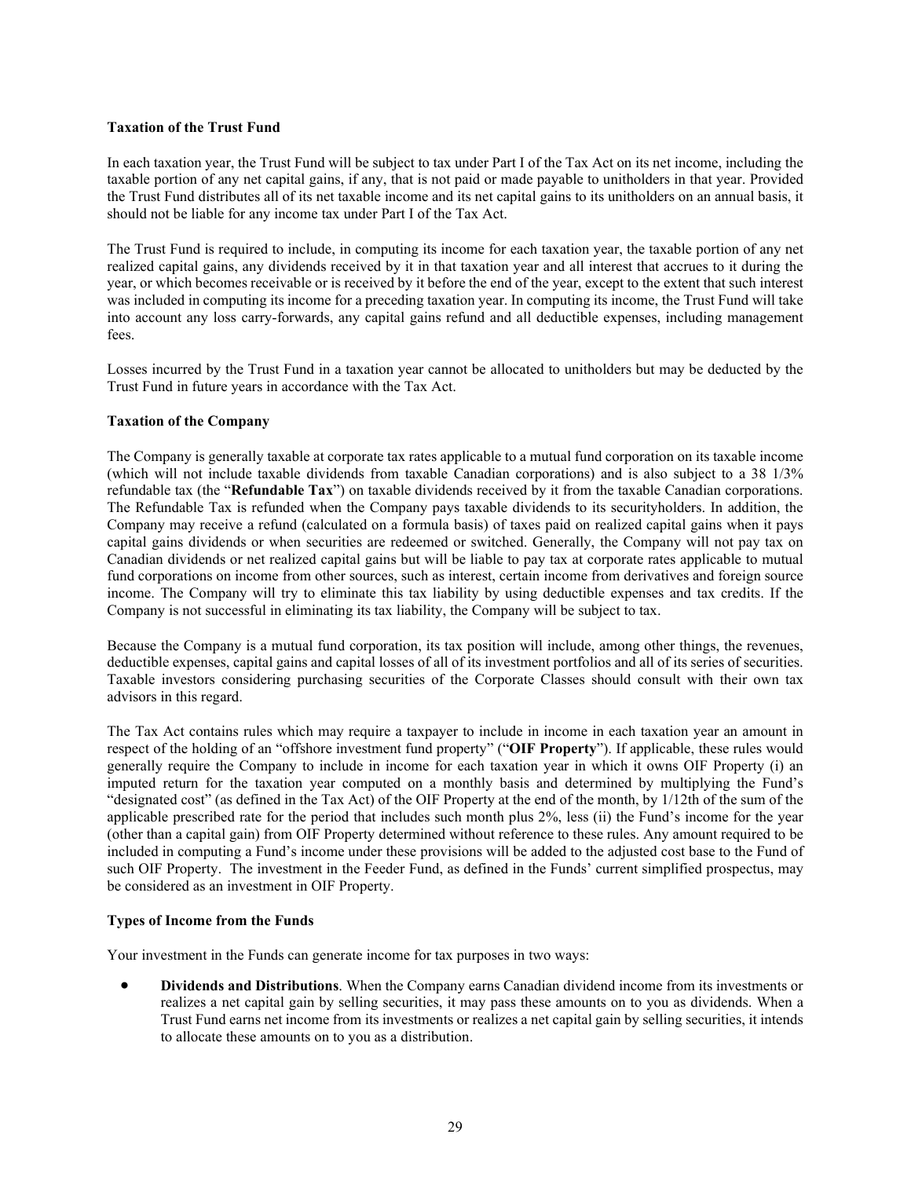**Taxation of the Trust Fund**

In each taxation year, the Trust Fund will be subject to tax under Part I of the Tax Act on its net income, including the taxable portion of any net capital gains, if any, that is not paid or made payable to unitholders in that year. Provided the Trust Fund distributes all of its net taxable income and its net capital gains to its unitholders on an annual basis, it should not be liable for any income tax under Part I of the Tax Act.

The Trust Fund is required to include, in computing its income for each taxation year, the taxable portion of any net realized capital gains, any dividends received by it in that taxation year and all interest that accrues to it during the year, or which becomes receivable or is received by it before the end of the year, except to the extent that such interest was included in computing its income for a preceding taxation year. In computing its income, the Trust Fund will take into account any loss carry-forwards, any capital gains refund and all deductible expenses, including management fees.

Losses incurred by the Trust Fund in a taxation year cannot be allocated to unitholders but may be deducted by the Trust Fund in future years in accordance with the Tax Act.

**Taxation of the Company**

The Company is generally taxable at corporate tax rates applicable to a mutual fund corporation on its taxable income (which will not include taxable dividends from taxable Canadian corporations) and is also subject to a 38 1/3% refundable tax (the "**Refundable Tax**") on taxable dividends received by it from the taxable Canadian corporations. The Refundable Tax is refunded when the Company pays taxable dividends to its securityholders. In addition, the Company may receive a refund (calculated on a formula basis) of taxes paid on realized capital gains when it pays capital gains dividends or when securities are redeemed or switched. Generally, the Company will not pay tax on Canadian dividends or net realized capital gains but will be liable to pay tax at corporate rates applicable to mutual fund corporations on income from other sources, such as interest, certain income from derivatives and foreign source income. The Company will try to eliminate this tax liability by using deductible expenses and tax credits. If the Company is not successful in eliminating its tax liability, the Company will be subject to tax.

Because the Company is a mutual fund corporation, its tax position will include, among other things, the revenues, deductible expenses, capital gains and capital losses of all of its investment portfolios and all of its series of securities. Taxable investors considering purchasing securities of the Corporate Classes should consult with their own tax advisors in this regard.

The Tax Act contains rules which may require a taxpayer to include in income in each taxation year an amount in respect of the holding of an "offshore investment fund property" ("**OIF Property**"). If applicable, these rules would generally require the Company to include in income for each taxation year in which it owns OIF Property (i) an imputed return for the taxation year computed on a monthly basis and determined by multiplying the Fund's "designated cost" (as defined in the Tax Act) of the OIF Property at the end of the month, by 1/12th of the sum of the applicable prescribed rate for the period that includes such month plus 2%, less (ii) the Fund's income for the year (other than a capital gain) from OIF Property determined without reference to these rules. Any amount required to be included in computing a Fund's income under these provisions will be added to the adjusted cost base to the Fund of such OIF Property. The investment in the Feeder Fund, as defined in the Funds' current simplified prospectus, may be considered as an investment in OIF Property.

**Types of Income from the Funds**

Your investment in the Funds can generate income for tax purposes in two ways:

- **Dividends and Distributions**. When the Company earns Canadian dividend income from its investments or realizes a net capital gain by selling securities, it may pass these amounts on to you as dividends. When a Trust Fund earns net income from its investments or realizes a net capital gain by selling securities, it intends to allocate these amounts on to you as a distribution.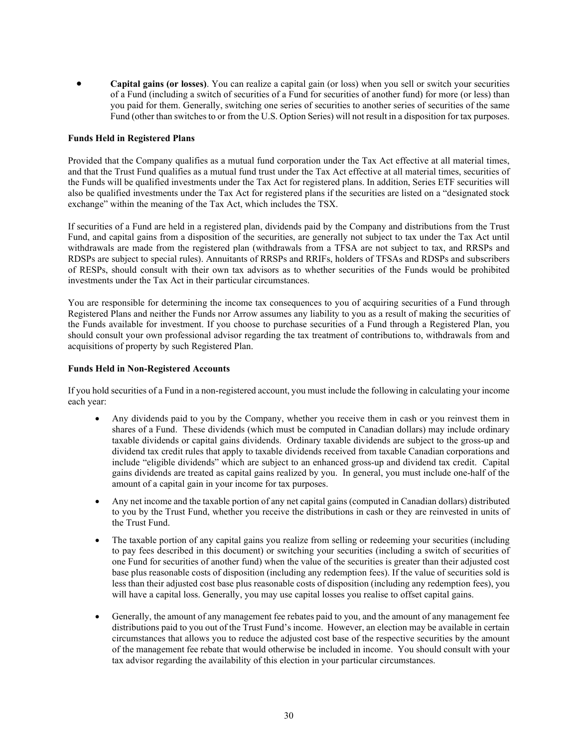- **Capital gains (or losses)**. You can realize a capital gain (or loss) when you sell or switch your securities of a Fund (including a switch of securities of a Fund for securities of another fund) for more (or less) than you paid for them. Generally, switching one series of securities to another series of securities of the same Fund (other than switches to or from the U.S. Option Series) will not result in a disposition for tax purposes.

**Funds Held in Registered Plans**

Provided that the Company qualifies as a mutual fund corporation under the Tax Act effective at all material times, and that the Trust Fund qualifies as a mutual fund trust under the Tax Act effective at all material times, securities of the Funds will be qualified investments under the Tax Act for registered plans. In addition, Series ETF securities will also be qualified investments under the Tax Act for registered plans if the securities are listed on a "designated stock exchange" within the meaning of the Tax Act, which includes the TSX.

If securities of a Fund are held in a registered plan, dividends paid by the Company and distributions from the Trust Fund, and capital gains from a disposition of the securities, are generally not subject to tax under the Tax Act until withdrawals are made from the registered plan (withdrawals from a TFSA are not subject to tax, and RRSPs and RDSPs are subject to special rules). Annuitants of RRSPs and RRIFs, holders of TFSAs and RDSPs and subscribers of RESPs, should consult with their own tax advisors as to whether securities of the Funds would be prohibited investments under the Tax Act in their particular circumstances.

You are responsible for determining the income tax consequences to you of acquiring securities of a Fund through Registered Plans and neither the Funds nor Arrow assumes any liability to you as a result of making the securities of the Funds available for investment. If you choose to purchase securities of a Fund through a Registered Plan, you should consult your own professional advisor regarding the tax treatment of contributions to, withdrawals from and acquisitions of property by such Registered Plan.

**Funds Held in Non-Registered Accounts**

If you hold securities of a Fund in a non-registered account, you must include the following in calculating your income each year:

- Any dividends paid to you by the Company, whether you receive them in cash or you reinvest them in shares of a Fund. These dividends (which must be computed in Canadian dollars) may include ordinary taxable dividends or capital gains dividends. Ordinary taxable dividends are subject to the gross-up and dividend tax credit rules that apply to taxable dividends received from taxable Canadian corporations and include "eligible dividends" which are subject to an enhanced gross-up and dividend tax credit. Capital gains dividends are treated as capital gains realized by you. In general, you must include one-half of the amount of a capital gain in your income for tax purposes.
- Any net income and the taxable portion of any net capital gains (computed in Canadian dollars) distributed to you by the Trust Fund, whether you receive the distributions in cash or they are reinvested in units of the Trust Fund.
- The taxable portion of any capital gains you realize from selling or redeeming your securities (including to pay fees described in this document) or switching your securities (including a switch of securities of one Fund for securities of another fund) when the value of the securities is greater than their adjusted cost base plus reasonable costs of disposition (including any redemption fees). If the value of securities sold is less than their adjusted cost base plus reasonable costs of disposition (including any redemption fees), you will have a capital loss. Generally, you may use capital losses you realise to offset capital gains.
- Generally, the amount of any management fee rebates paid to you, and the amount of any management fee distributions paid to you out of the Trust Fund's income. However, an election may be available in certain circumstances that allows you to reduce the adjusted cost base of the respective securities by the amount of the management fee rebate that would otherwise be included in income. You should consult with your tax advisor regarding the availability of this election in your particular circumstances.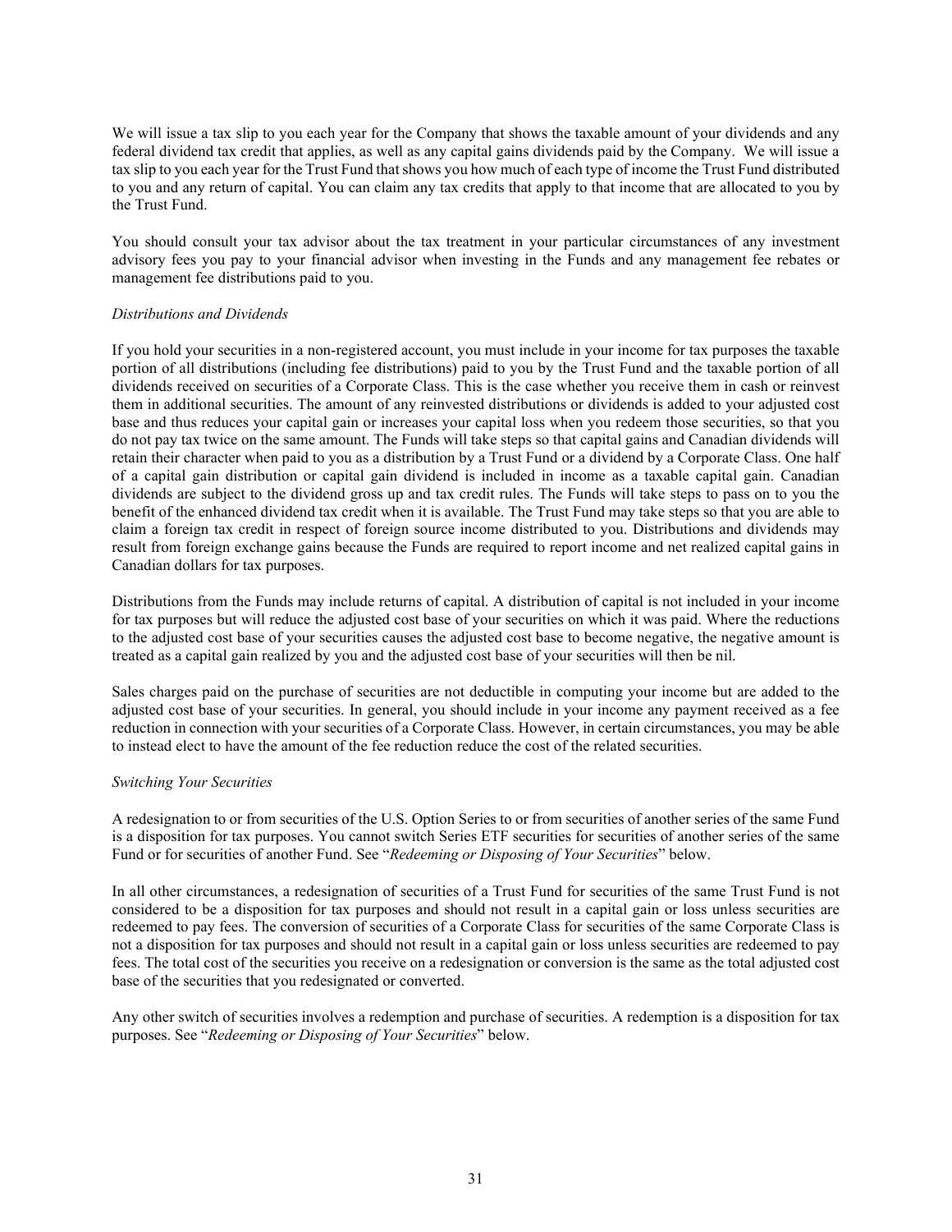We will issue a tax slip to you each year for the Company that shows the taxable amount of your dividends and any federal dividend tax credit that applies, as well as any capital gains dividends paid by the Company. We will issue a tax slip to you each year for the Trust Fund that shows you how much of each type of income the Trust Fund distributed to you and any return of capital. You can claim any tax credits that apply to that income that are allocated to you by the Trust Fund.

You should consult your tax advisor about the tax treatment in your particular circumstances of any investment advisory fees you pay to your financial advisor when investing in the Funds and any management fee rebates or management fee distributions paid to you.

*Distributions and Dividends*

If you hold your securities in a non-registered account, you must include in your income for tax purposes the taxable portion of all distributions (including fee distributions) paid to you by the Trust Fund and the taxable portion of all dividends received on securities of a Corporate Class. This is the case whether you receive them in cash or reinvest them in additional securities. The amount of any reinvested distributions or dividends is added to your adjusted cost base and thus reduces your capital gain or increases your capital loss when you redeem those securities, so that you do not pay tax twice on the same amount. The Funds will take steps so that capital gains and Canadian dividends will retain their character when paid to you as a distribution by a Trust Fund or a dividend by a Corporate Class. One half of a capital gain distribution or capital gain dividend is included in income as a taxable capital gain. Canadian dividends are subject to the dividend gross up and tax credit rules. The Funds will take steps to pass on to you the benefit of the enhanced dividend tax credit when it is available. The Trust Fund may take steps so that you are able to claim a foreign tax credit in respect of foreign source income distributed to you. Distributions and dividends may result from foreign exchange gains because the Funds are required to report income and net realized capital gains in Canadian dollars for tax purposes.

Distributions from the Funds may include returns of capital. A distribution of capital is not included in your income for tax purposes but will reduce the adjusted cost base of your securities on which it was paid. Where the reductions to the adjusted cost base of your securities causes the adjusted cost base to become negative, the negative amount is treated as a capital gain realized by you and the adjusted cost base of your securities will then be nil.

Sales charges paid on the purchase of securities are not deductible in computing your income but are added to the adjusted cost base of your securities. In general, you should include in your income any payment received as a fee reduction in connection with your securities of a Corporate Class. However, in certain circumstances, you may be able to instead elect to have the amount of the fee reduction reduce the cost of the related securities.

*Switching Your Securities*

A redesignation to or from securities of the U.S. Option Series to or from securities of another series of the same Fund is a disposition for tax purposes. You cannot switch Series ETF securities for securities of another series of the same Fund or for securities of another Fund. See "*Redeeming or Disposing of Your Securities*" below.

In all other circumstances, a redesignation of securities of a Trust Fund for securities of the same Trust Fund is not considered to be a disposition for tax purposes and should not result in a capital gain or loss unless securities are redeemed to pay fees. The conversion of securities of a Corporate Class for securities of the same Corporate Class is not a disposition for tax purposes and should not result in a capital gain or loss unless securities are redeemed to pay fees. The total cost of the securities you receive on a redesignation or conversion is the same as the total adjusted cost base of the securities that you redesignated or converted.

Any other switch of securities involves a redemption and purchase of securities. A redemption is a disposition for tax purposes. See "*Redeeming or Disposing of Your Securities*" below.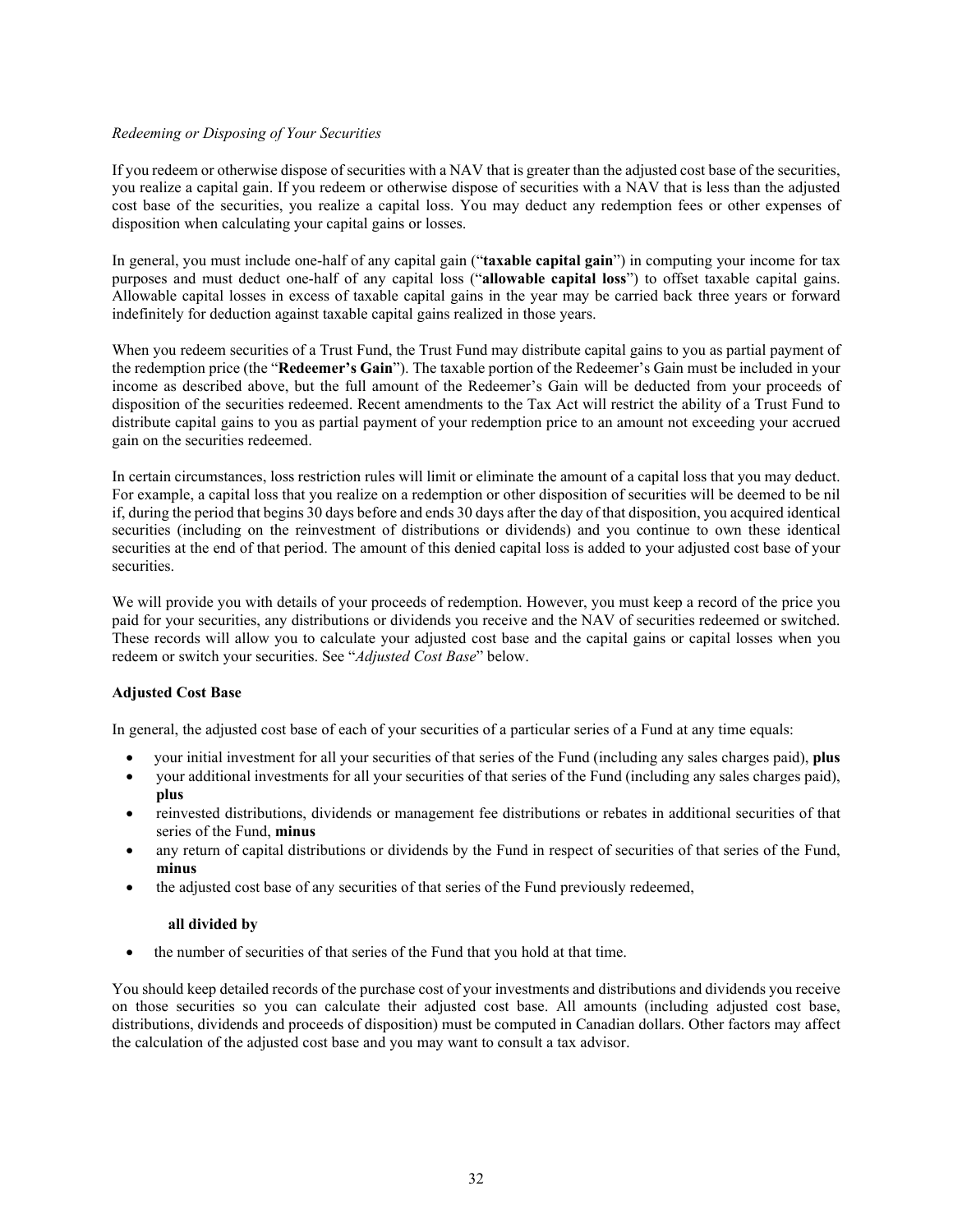*Redeeming or Disposing of Your Securities*

If you redeem or otherwise dispose of securities with a NAV that is greater than the adjusted cost base of the securities, you realize a capital gain. If you redeem or otherwise dispose of securities with a NAV that is less than the adjusted cost base of the securities, you realize a capital loss. You may deduct any redemption fees or other expenses of disposition when calculating your capital gains or losses.

In general, you must include one-half of any capital gain ("**taxable capital gain**") in computing your income for tax purposes and must deduct one-half of any capital loss ("**allowable capital loss**") to offset taxable capital gains. Allowable capital losses in excess of taxable capital gains in the year may be carried back three years or forward indefinitely for deduction against taxable capital gains realized in those years.

When you redeem securities of a Trust Fund, the Trust Fund may distribute capital gains to you as partial payment of the redemption price (the "**Redeemer's Gain**"). The taxable portion of the Redeemer's Gain must be included in your income as described above, but the full amount of the Redeemer's Gain will be deducted from your proceeds of disposition of the securities redeemed. Recent amendments to the Tax Act will restrict the ability of a Trust Fund to distribute capital gains to you as partial payment of your redemption price to an amount not exceeding your accrued gain on the securities redeemed.

In certain circumstances, loss restriction rules will limit or eliminate the amount of a capital loss that you may deduct. For example, a capital loss that you realize on a redemption or other disposition of securities will be deemed to be nil if, during the period that begins 30 days before and ends 30 days after the day of that disposition, you acquired identical securities (including on the reinvestment of distributions or dividends) and you continue to own these identical securities at the end of that period. The amount of this denied capital loss is added to your adjusted cost base of your securities.

We will provide you with details of your proceeds of redemption. However, you must keep a record of the price you paid for your securities, any distributions or dividends you receive and the NAV of securities redeemed or switched. These records will allow you to calculate your adjusted cost base and the capital gains or capital losses when you redeem or switch your securities. See "*Adjusted Cost Base*" below.

**Adjusted Cost Base**

In general, the adjusted cost base of each of your securities of a particular series of a Fund at any time equals:

- your initial investment for all your securities of that series of the Fund (including any sales charges paid), **plus**
- your additional investments for all your securities of that series of the Fund (including any sales charges paid), **plus**
- reinvested distributions, dividends or management fee distributions or rebates in additional securities of that series of the Fund, **minus**
- any return of capital distributions or dividends by the Fund in respect of securities of that series of the Fund, **minus**
- the adjusted cost base of any securities of that series of the Fund previously redeemed,

**all divided by**

- the number of securities of that series of the Fund that you hold at that time.

You should keep detailed records of the purchase cost of your investments and distributions and dividends you receive on those securities so you can calculate their adjusted cost base. All amounts (including adjusted cost base, distributions, dividends and proceeds of disposition) must be computed in Canadian dollars. Other factors may affect the calculation of the adjusted cost base and you may want to consult a tax advisor.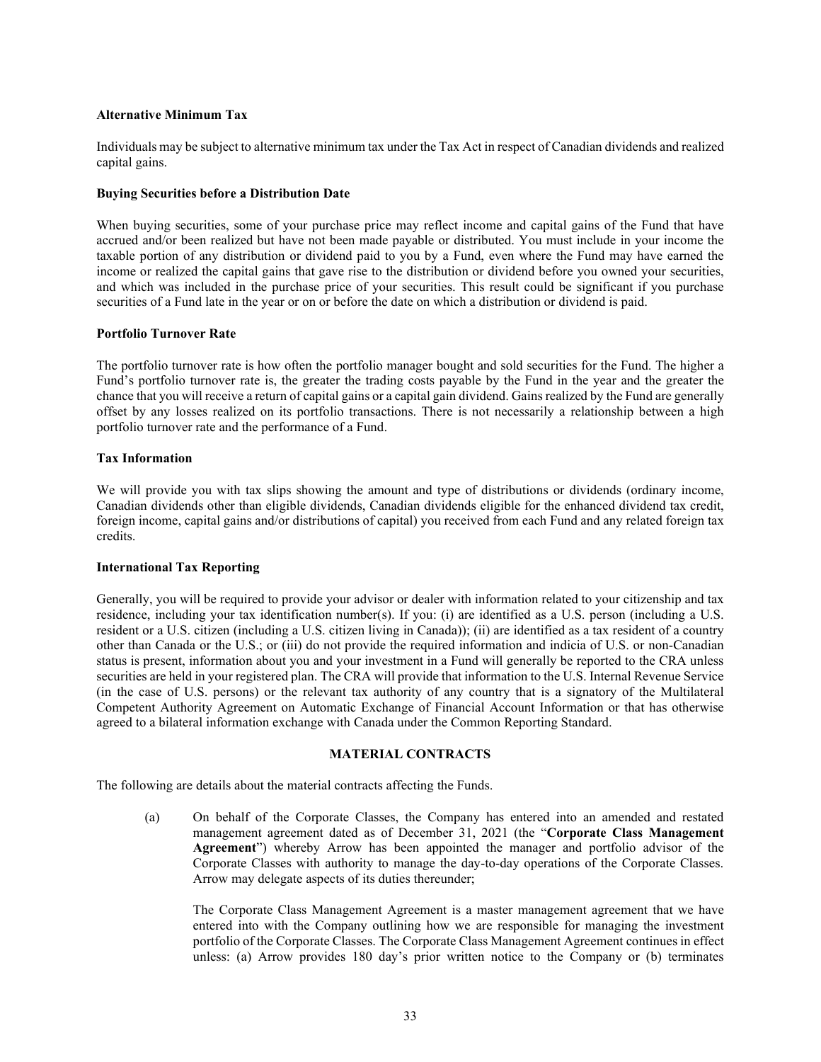**Alternative Minimum Tax**

Individuals may be subject to alternative minimum tax under the Tax Act in respect of Canadian dividends and realized capital gains.

**Buying Securities before a Distribution Date**

When buying securities, some of your purchase price may reflect income and capital gains of the Fund that have accrued and/or been realized but have not been made payable or distributed. You must include in your income the taxable portion of any distribution or dividend paid to you by a Fund, even where the Fund may have earned the income or realized the capital gains that gave rise to the distribution or dividend before you owned your securities, and which was included in the purchase price of your securities. This result could be significant if you purchase securities of a Fund late in the year or on or before the date on which a distribution or dividend is paid.

**Portfolio Turnover Rate**

The portfolio turnover rate is how often the portfolio manager bought and sold securities for the Fund. The higher a Fund's portfolio turnover rate is, the greater the trading costs payable by the Fund in the year and the greater the chance that you will receive a return of capital gains or a capital gain dividend. Gains realized by the Fund are generally offset by any losses realized on its portfolio transactions. There is not necessarily a relationship between a high portfolio turnover rate and the performance of a Fund.

**Tax Information**

We will provide you with tax slips showing the amount and type of distributions or dividends (ordinary income, Canadian dividends other than eligible dividends, Canadian dividends eligible for the enhanced dividend tax credit, foreign income, capital gains and/or distributions of capital) you received from each Fund and any related foreign tax credits.

**International Tax Reporting**

Generally, you will be required to provide your advisor or dealer with information related to your citizenship and tax residence, including your tax identification number(s). If you: (i) are identified as a U.S. person (including a U.S. resident or a U.S. citizen (including a U.S. citizen living in Canada)); (ii) are identified as a tax resident of a country other than Canada or the U.S.; or (iii) do not provide the required information and indicia of U.S. or non-Canadian status is present, information about you and your investment in a Fund will generally be reported to the CRA unless securities are held in your registered plan. The CRA will provide that information to the U.S. Internal Revenue Service (in the case of U.S. persons) or the relevant tax authority of any country that is a signatory of the Multilateral Competent Authority Agreement on Automatic Exchange of Financial Account Information or that has otherwise agreed to a bilateral information exchange with Canada under the Common Reporting Standard.

## MATERIAL CONTRACTS

The following are details about the material contracts affecting the Funds.

(a) On behalf of the Corporate Classes, the Company has entered into an amended and restated management agreement dated as of December 31, 2021 (the "**Corporate Class Management Agreement**") whereby Arrow has been appointed the manager and portfolio advisor of the Corporate Classes with authority to manage the day-to-day operations of the Corporate Classes. Arrow may delegate aspects of its duties thereunder;

The Corporate Class Management Agreement is a master management agreement that we have entered into with the Company outlining how we are responsible for managing the investment portfolio of the Corporate Classes. The Corporate Class Management Agreement continues in effect unless: (a) Arrow provides 180 day's prior written notice to the Company or (b) terminates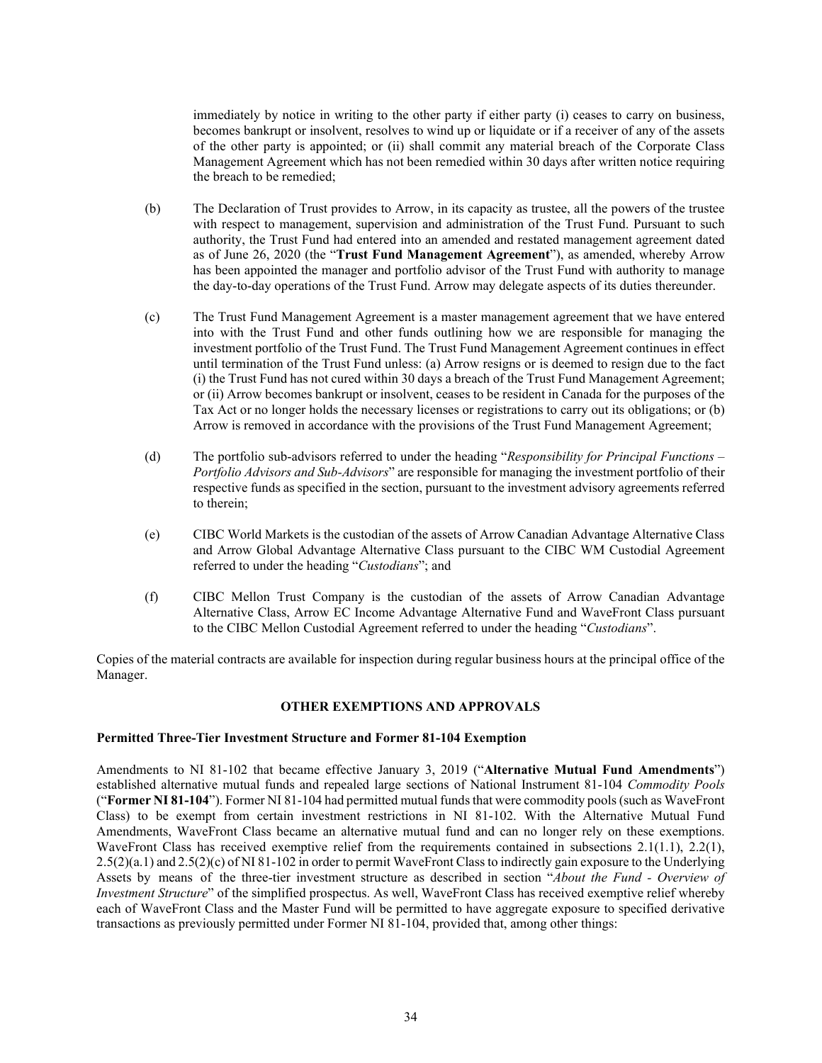immediately by notice in writing to the other party if either party (i) ceases to carry on business, becomes bankrupt or insolvent, resolves to wind up or liquidate or if a receiver of any of the assets of the other party is appointed; or (ii) shall commit any material breach of the Corporate Class Management Agreement which has not been remedied within 30 days after written notice requiring the breach to be remedied;

(b) The Declaration of Trust provides to Arrow, in its capacity as trustee, all the powers of the trustee with respect to management, supervision and administration of the Trust Fund. Pursuant to such authority, the Trust Fund had entered into an amended and restated management agreement dated as of June 26, 2020 (the "**Trust Fund Management Agreement**"), as amended, whereby Arrow has been appointed the manager and portfolio advisor of the Trust Fund with authority to manage the day-to-day operations of the Trust Fund. Arrow may delegate aspects of its duties thereunder.

(c) The Trust Fund Management Agreement is a master management agreement that we have entered into with the Trust Fund and other funds outlining how we are responsible for managing the investment portfolio of the Trust Fund. The Trust Fund Management Agreement continues in effect until termination of the Trust Fund unless: (a) Arrow resigns or is deemed to resign due to the fact (i) the Trust Fund has not cured within 30 days a breach of the Trust Fund Management Agreement; or (ii) Arrow becomes bankrupt or insolvent, ceases to be resident in Canada for the purposes of the Tax Act or no longer holds the necessary licenses or registrations to carry out its obligations; or (b) Arrow is removed in accordance with the provisions of the Trust Fund Management Agreement;

(d) The portfolio sub-advisors referred to under the heading "*Responsibility for Principal Functions – Portfolio Advisors and Sub-Advisors*" are responsible for managing the investment portfolio of their respective funds as specified in the section, pursuant to the investment advisory agreements referred to therein;

(e) CIBC World Markets is the custodian of the assets of Arrow Canadian Advantage Alternative Class and Arrow Global Advantage Alternative Class pursuant to the CIBC WM Custodial Agreement referred to under the heading "*Custodians*"; and

(f) CIBC Mellon Trust Company is the custodian of the assets of Arrow Canadian Advantage Alternative Class, Arrow EC Income Advantage Alternative Fund and WaveFront Class pursuant to the CIBC Mellon Custodial Agreement referred to under the heading "*Custodians*".

Copies of the material contracts are available for inspection during regular business hours at the principal office of the Manager.

## OTHER EXEMPTIONS AND APPROVALS

### Permitted Three-Tier Investment Structure and Former 81-104 Exemption

Amendments to NI 81-102 that became effective January 3, 2019 ("**Alternative Mutual Fund Amendments**") established alternative mutual funds and repealed large sections of National Instrument 81-104 *Commodity Pools* ("**Former NI 81-104**"). Former NI 81-104 had permitted mutual funds that were commodity pools (such as WaveFront Class) to be exempt from certain investment restrictions in NI 81-102. With the Alternative Mutual Fund Amendments, WaveFront Class became an alternative mutual fund and can no longer rely on these exemptions. WaveFront Class has received exemptive relief from the requirements contained in subsections 2.1(1.1), 2.2(1), 2.5(2)(a.1) and 2.5(2)(c) of NI 81-102 in order to permit WaveFront Class to indirectly gain exposure to the Underlying Assets by means of the three-tier investment structure as described in section "*About the Fund - Overview of Investment Structure*" of the simplified prospectus. As well, WaveFront Class has received exemptive relief whereby each of WaveFront Class and the Master Fund will be permitted to have aggregate exposure to specified derivative transactions as previously permitted under Former NI 81-104, provided that, among other things: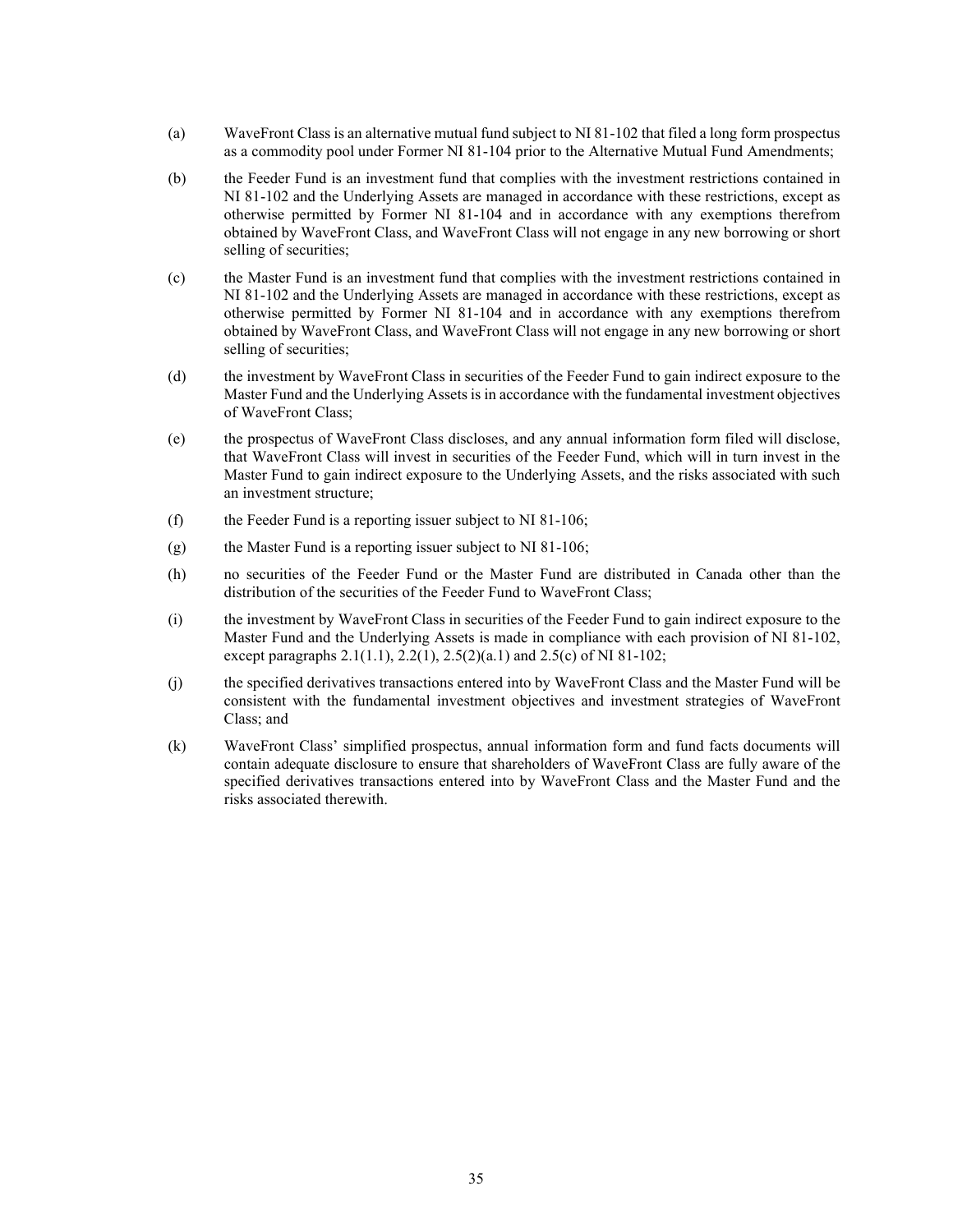(a) WaveFront Class is an alternative mutual fund subject to NI 81-102 that filed a long form prospectus as a commodity pool under Former NI 81-104 prior to the Alternative Mutual Fund Amendments;

(b) the Feeder Fund is an investment fund that complies with the investment restrictions contained in NI 81-102 and the Underlying Assets are managed in accordance with these restrictions, except as otherwise permitted by Former NI 81-104 and in accordance with any exemptions therefrom obtained by WaveFront Class, and WaveFront Class will not engage in any new borrowing or short selling of securities;

(c) the Master Fund is an investment fund that complies with the investment restrictions contained in NI 81-102 and the Underlying Assets are managed in accordance with these restrictions, except as otherwise permitted by Former NI 81-104 and in accordance with any exemptions therefrom obtained by WaveFront Class, and WaveFront Class will not engage in any new borrowing or short selling of securities;

(d) the investment by WaveFront Class in securities of the Feeder Fund to gain indirect exposure to the Master Fund and the Underlying Assets is in accordance with the fundamental investment objectives of WaveFront Class;

(e) the prospectus of WaveFront Class discloses, and any annual information form filed will disclose, that WaveFront Class will invest in securities of the Feeder Fund, which will in turn invest in the Master Fund to gain indirect exposure to the Underlying Assets, and the risks associated with such an investment structure;

(f) the Feeder Fund is a reporting issuer subject to NI 81-106;

(g) the Master Fund is a reporting issuer subject to NI 81-106;

(h) no securities of the Feeder Fund or the Master Fund are distributed in Canada other than the distribution of the securities of the Feeder Fund to WaveFront Class;

(i) the investment by WaveFront Class in securities of the Feeder Fund to gain indirect exposure to the Master Fund and the Underlying Assets is made in compliance with each provision of NI 81-102, except paragraphs 2.1(1.1), 2.2(1), 2.5(2)(a.1) and 2.5(c) of NI 81-102;

(j) the specified derivatives transactions entered into by WaveFront Class and the Master Fund will be consistent with the fundamental investment objectives and investment strategies of WaveFront Class; and

(k) WaveFront Class' simplified prospectus, annual information form and fund facts documents will contain adequate disclosure to ensure that shareholders of WaveFront Class are fully aware of the specified derivatives transactions entered into by WaveFront Class and the Master Fund and the risks associated therewith.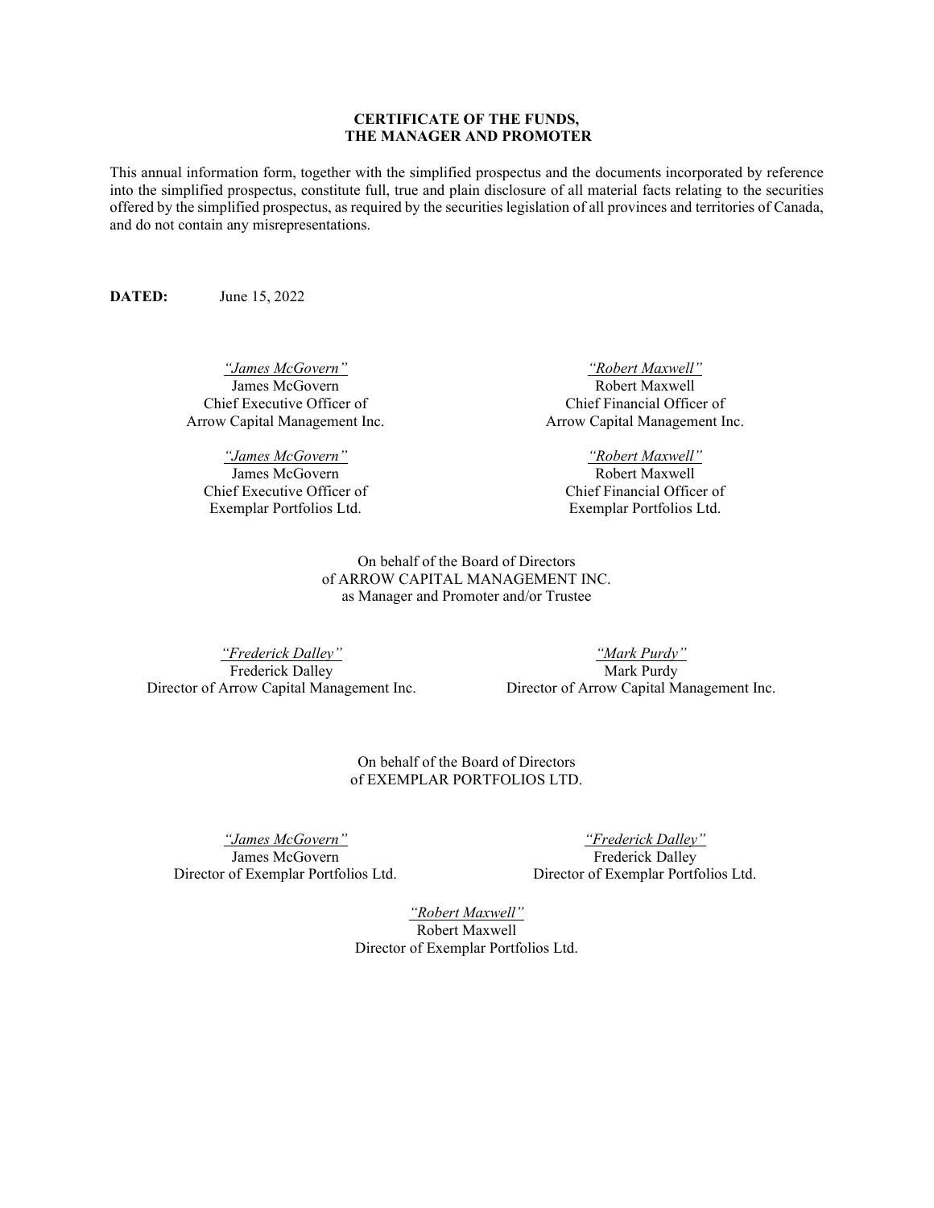## CERTIFICATE OF THE FUNDS, THE MANAGER AND PROMOTER

This annual information form, together with the simplified prospectus and the documents incorporated by reference into the simplified prospectus, constitute full, true and plain disclosure of all material facts relating to the securities offered by the simplified prospectus, as required by the securities legislation of all provinces and territories of Canada, and do not contain any misrepresentations.

**DATED:** June 15, 2022

*"James McGovern"*
James McGovern
Chief Executive Officer of
Arrow Capital Management Inc.

*"Robert Maxwell"*
Robert Maxwell
Chief Financial Officer of
Arrow Capital Management Inc.

*"James McGovern"*
James McGovern
Chief Executive Officer of
Exemplar Portfolios Ltd.

*"Robert Maxwell"*
Robert Maxwell
Chief Financial Officer of
Exemplar Portfolios Ltd.

On behalf of the Board of Directors
of ARROW CAPITAL MANAGEMENT INC.
as Manager and Promoter and/or Trustee

*"Frederick Dalley"*
Frederick Dalley
Director of Arrow Capital Management Inc.

*"Mark Purdy"*
Mark Purdy
Director of Arrow Capital Management Inc.

On behalf of the Board of Directors
of EXEMPLAR PORTFOLIOS LTD.

*"James McGovern"*
James McGovern
Director of Exemplar Portfolios Ltd.

*"Frederick Dalley"*
Frederick Dalley
Director of Exemplar Portfolios Ltd.

*"Robert Maxwell"*
Robert Maxwell
Director of Exemplar Portfolios Ltd.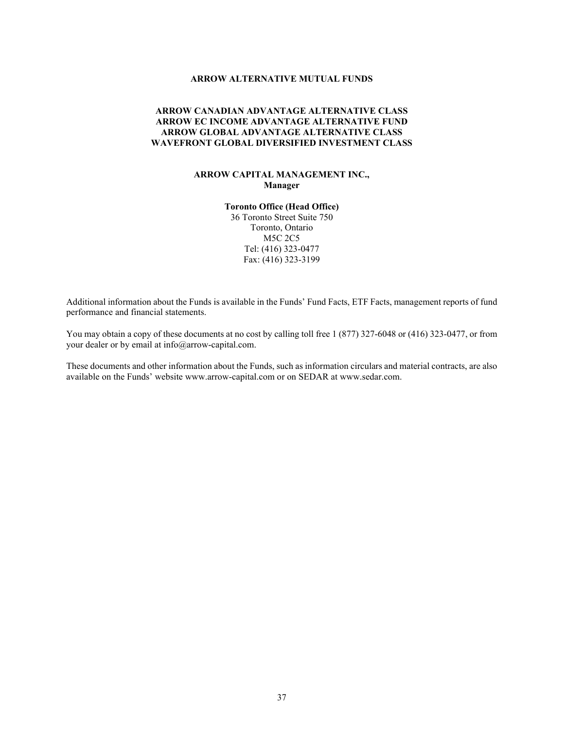**ARROW ALTERNATIVE MUTUAL FUNDS**

**ARROW CANADIAN ADVANTAGE ALTERNATIVE CLASS**
**ARROW EC INCOME ADVANTAGE ALTERNATIVE FUND**
**ARROW GLOBAL ADVANTAGE ALTERNATIVE CLASS**
**WAVEFRONT GLOBAL DIVERSIFIED INVESTMENT CLASS**

**ARROW CAPITAL MANAGEMENT INC.,**
**Manager**

**Toronto Office (Head Office)**
36 Toronto Street Suite 750
Toronto, Ontario
M5C 2C5
Tel: (416) 323-0477
Fax: (416) 323-3199

Additional information about the Funds is available in the Funds' Fund Facts, ETF Facts, management reports of fund performance and financial statements.

You may obtain a copy of these documents at no cost by calling toll free 1 (877) 327-6048 or (416) 323-0477, or from your dealer or by email at info@arrow-capital.com.

These documents and other information about the Funds, such as information circulars and material contracts, are also available on the Funds' website www.arrow-capital.com or on SEDAR at www.sedar.com.